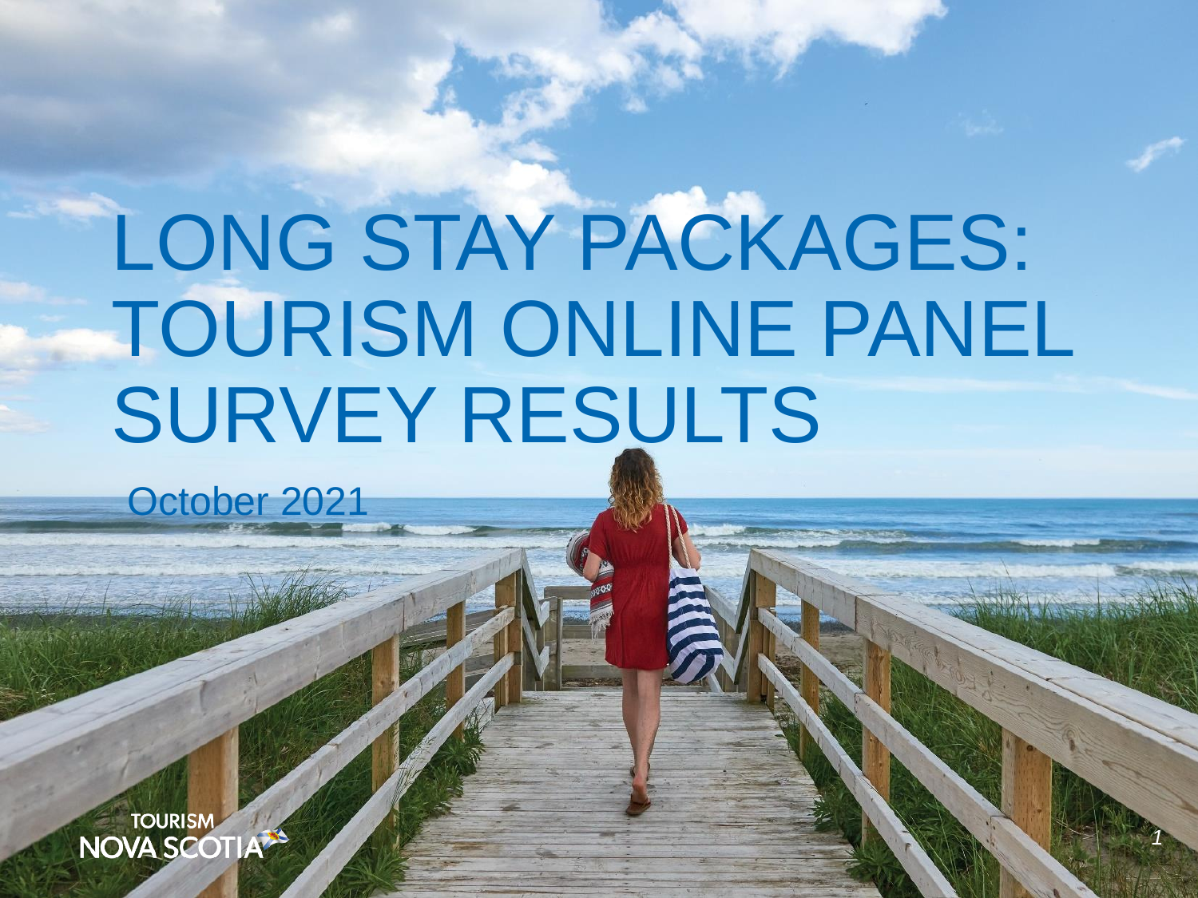# LONG STAY PACKAGES: TOURISM ONLINE PANEL SURVEY RESULTS

October 2021

TOURISM NOVA SCOTIA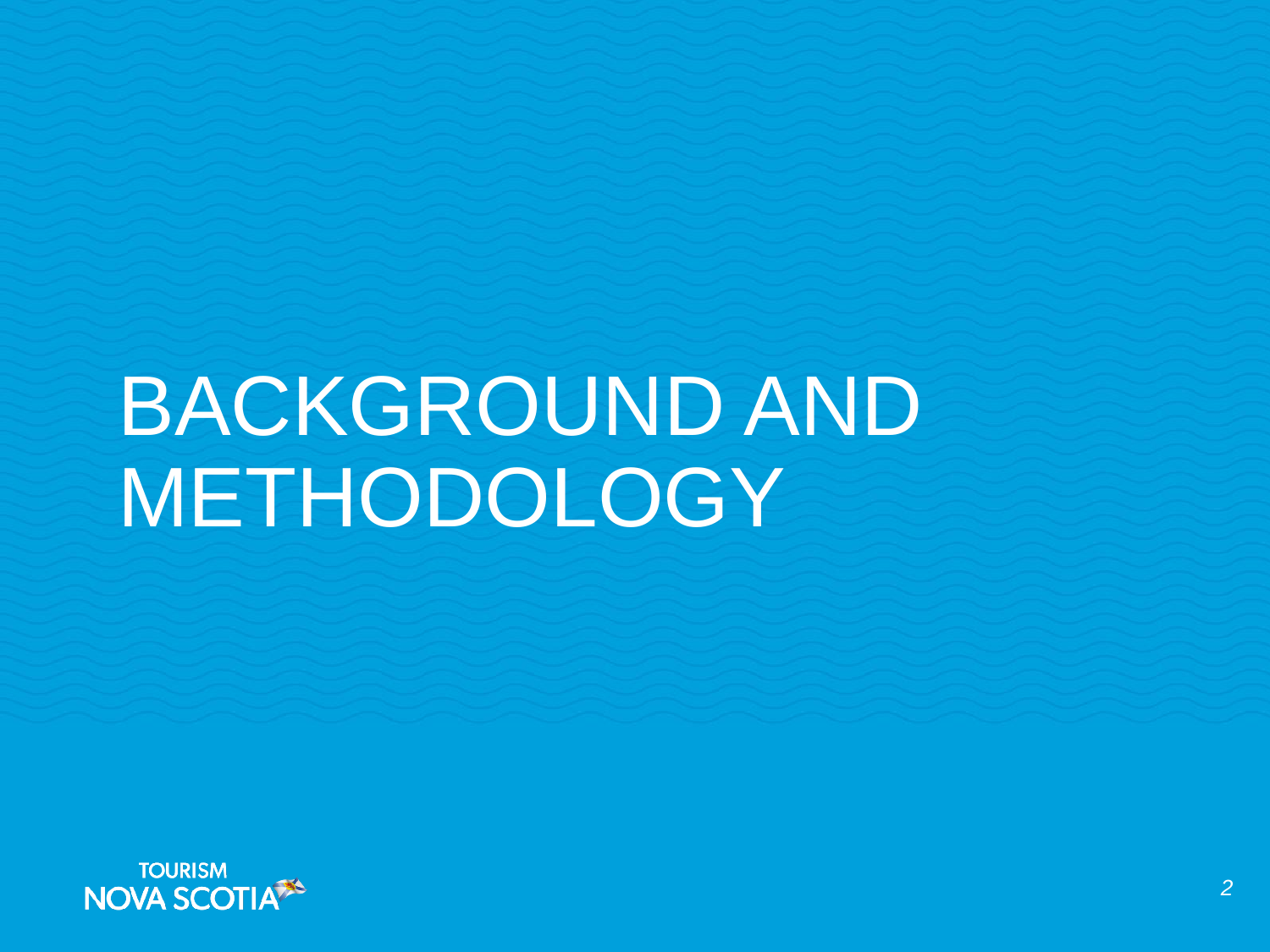# BACKGROUND AND METHODOLOGY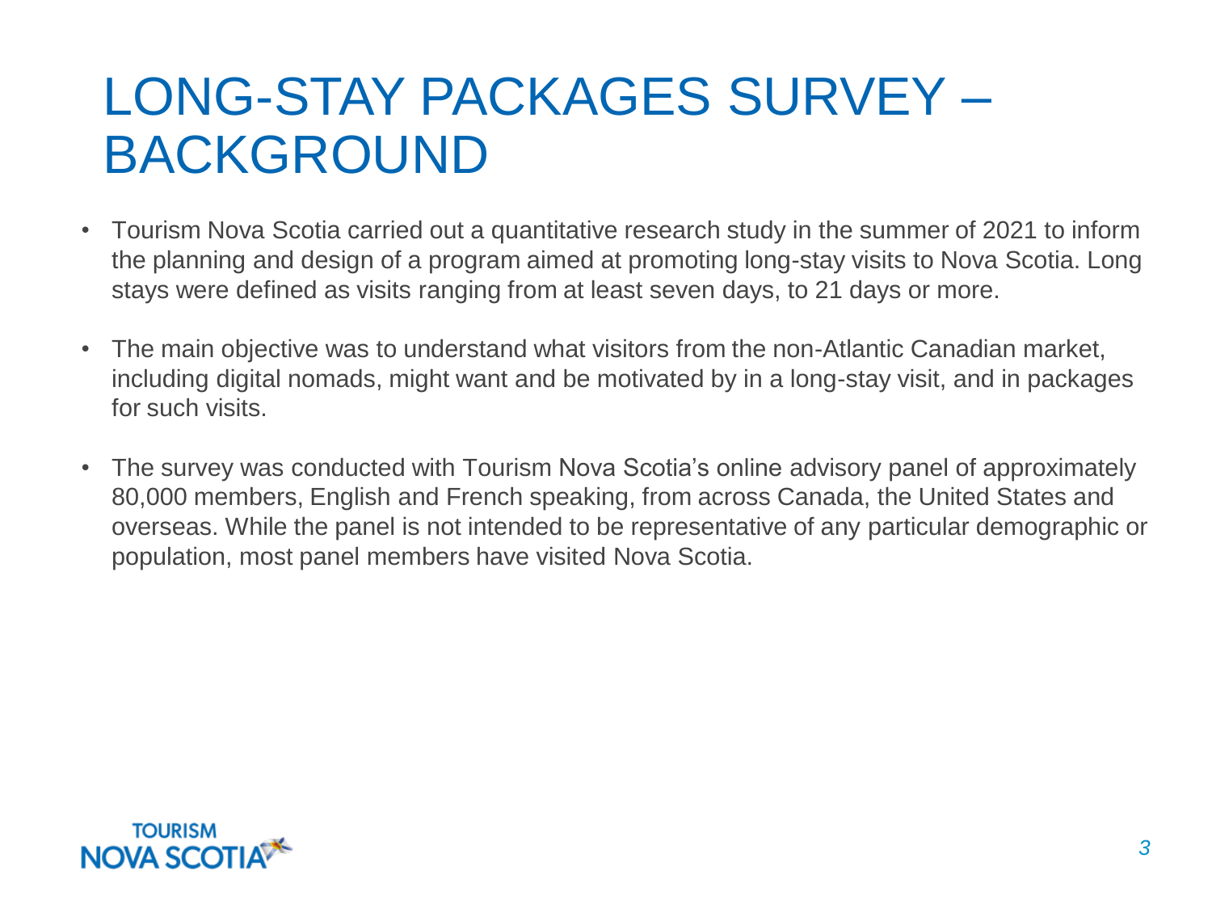# LONG-STAY PACKAGES SURVEY – BACKGROUND

- Tourism Nova Scotia carried out a quantitative research study in the summer of 2021 to inform the planning and design of a program aimed at promoting long-stay visits to Nova Scotia. Long stays were defined as visits ranging from at least seven days, to 21 days or more.
- The main objective was to understand what visitors from the non-Atlantic Canadian market, including digital nomads, might want and be motivated by in a long-stay visit, and in packages for such visits.
- The survey was conducted with Tourism Nova Scotia's online advisory panel of approximately 80,000 members, English and French speaking, from across Canada, the United States and overseas. While the panel is not intended to be representative of any particular demographic or population, most panel members have visited Nova Scotia.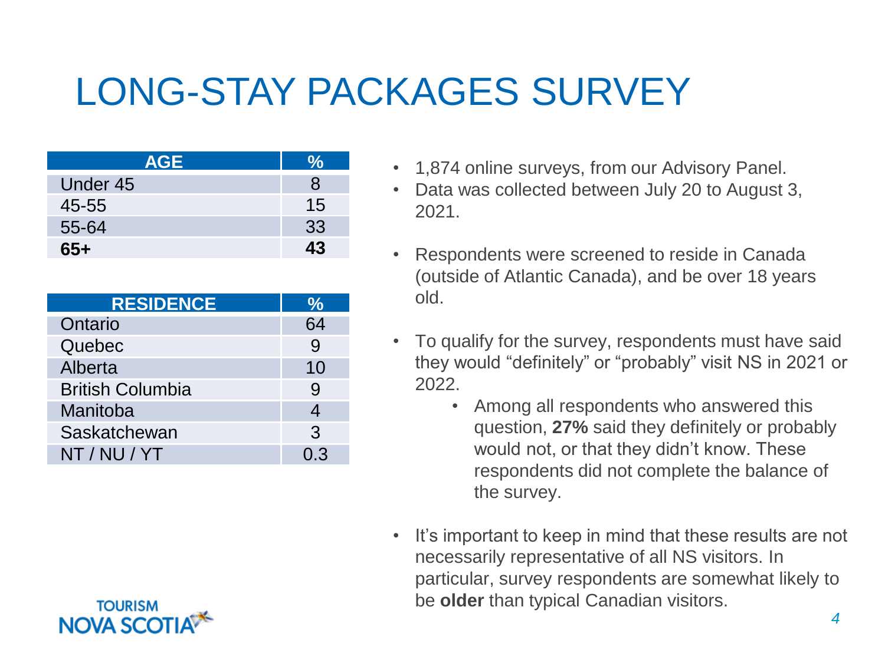# LONG-STAY PACKAGES SURVEY

| AGE | % |
|---|---|
| Under 45 | 8 |
| 45-55 | 15 |
| 55-64 | 33 |
| **65+** | **43** |

| RESIDENCE | % |
|---|---|
| Ontario | 64 |
| Quebec | 9 |
| Alberta | 10 |
| British Columbia | 9 |
| Manitoba | 4 |
| Saskatchewan | 3 |
| NT / NU / YT | 0.3 |

- 1,874 online surveys, from our Advisory Panel.
- Data was collected between July 20 to August 3, 2021.
- Respondents were screened to reside in Canada (outside of Atlantic Canada), and be over 18 years old.
- To qualify for the survey, respondents must have said they would "definitely" or "probably" visit NS in 2021 or 2022.
  - Among all respondents who answered this question, **27%** said they definitely or probably would not, or that they didn't know. These respondents did not complete the balance of the survey.
- It's important to keep in mind that these results are not necessarily representative of all NS visitors. In particular, survey respondents are somewhat likely to be **older** than typical Canadian visitors.

TOURISM NOVA SCOTIA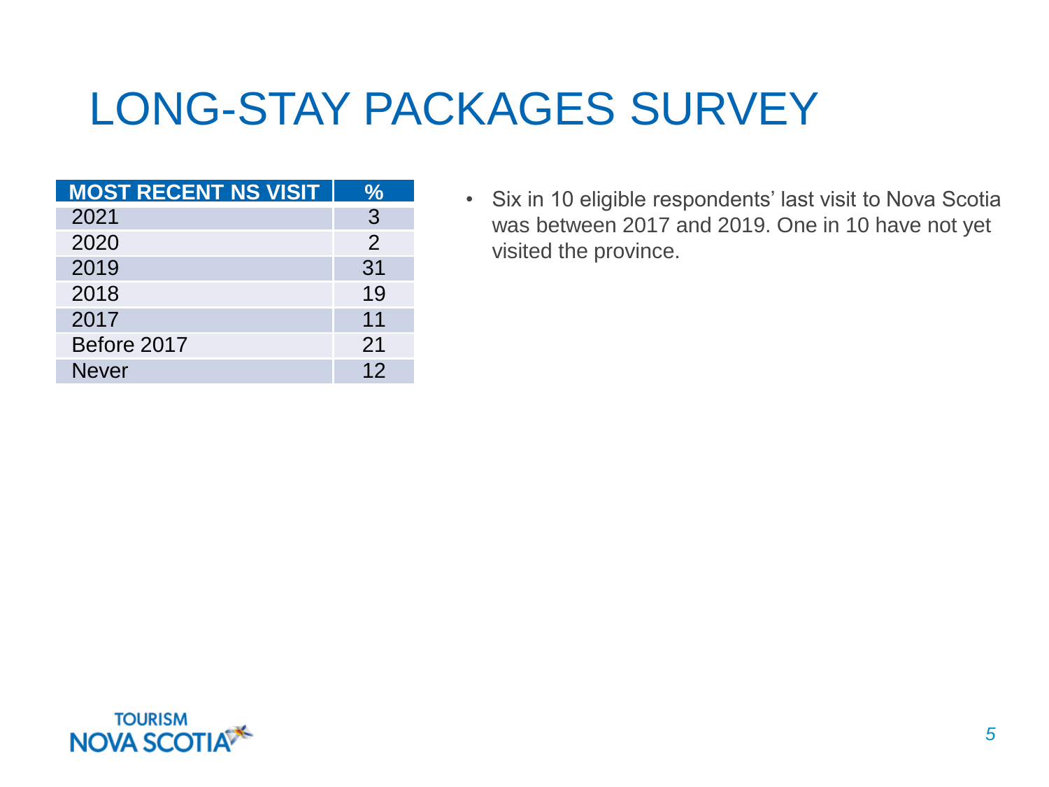# LONG-STAY PACKAGES SURVEY

| MOST RECENT NS VISIT | % |
|---|---|
| 2021 | 3 |
| 2020 | 2 |
| 2019 | 31 |
| 2018 | 19 |
| 2017 | 11 |
| Before 2017 | 21 |
| Never | 12 |

- Six in 10 eligible respondents' last visit to Nova Scotia was between 2017 and 2019. One in 10 have not yet visited the province.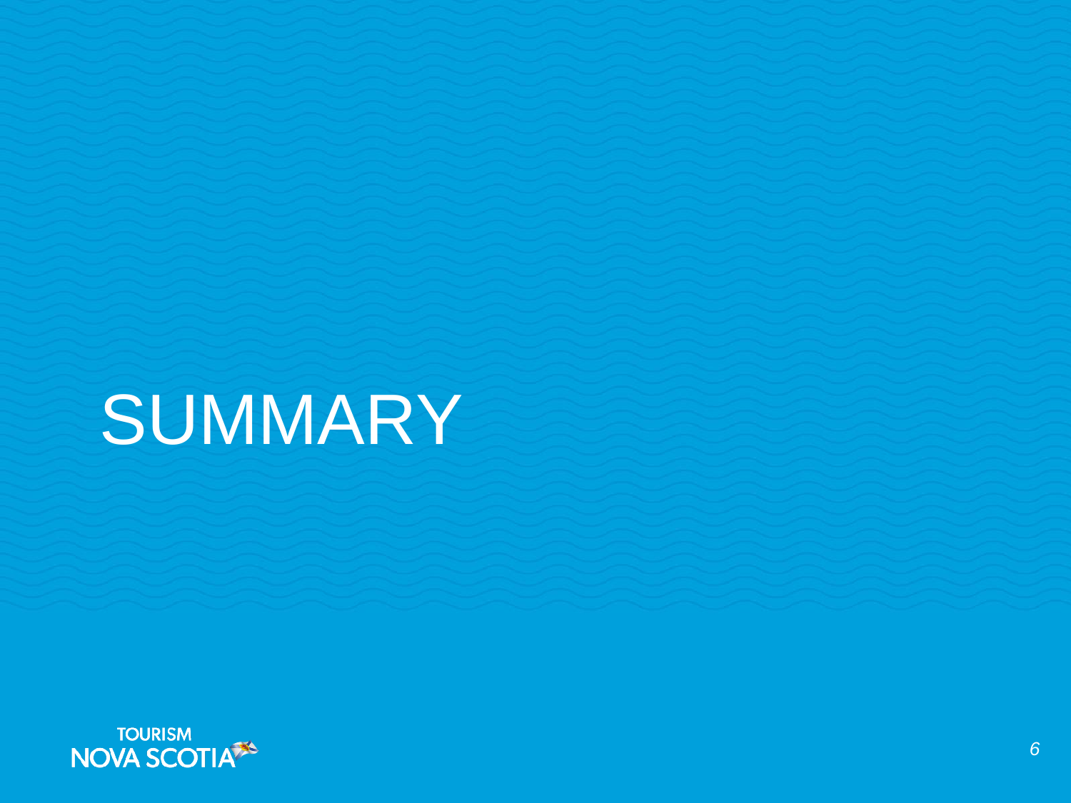# SUMMARY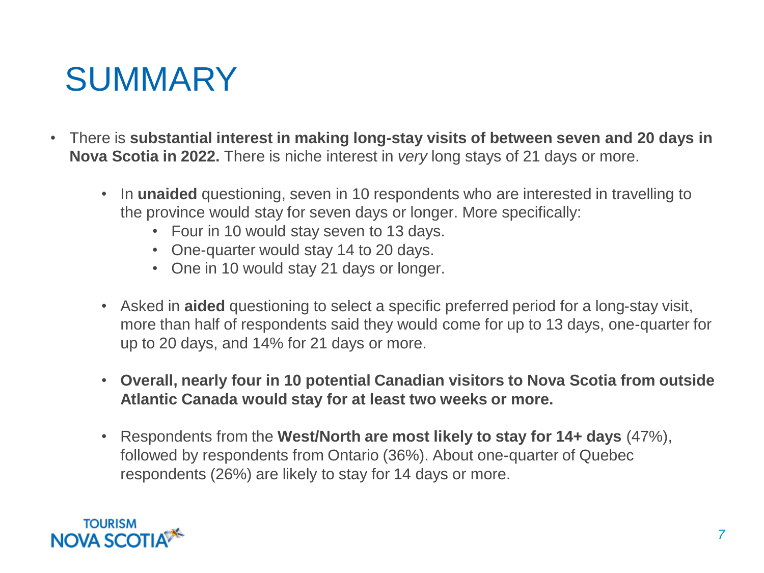# SUMMARY

- There is **substantial interest in making long-stay visits of between seven and 20 days in Nova Scotia in 2022.** There is niche interest in *very* long stays of 21 days or more.
  - In **unaided** questioning, seven in 10 respondents who are interested in travelling to the province would stay for seven days or longer. More specifically:
    - Four in 10 would stay seven to 13 days.
    - One-quarter would stay 14 to 20 days.
    - One in 10 would stay 21 days or longer.
  - Asked in **aided** questioning to select a specific preferred period for a long-stay visit, more than half of respondents said they would come for up to 13 days, one-quarter for up to 20 days, and 14% for 21 days or more.
  - **Overall, nearly four in 10 potential Canadian visitors to Nova Scotia from outside Atlantic Canada would stay for at least two weeks or more.**
  - Respondents from the **West/North are most likely to stay for 14+ days** (47%), followed by respondents from Ontario (36%). About one-quarter of Quebec respondents (26%) are likely to stay for 14 days or more.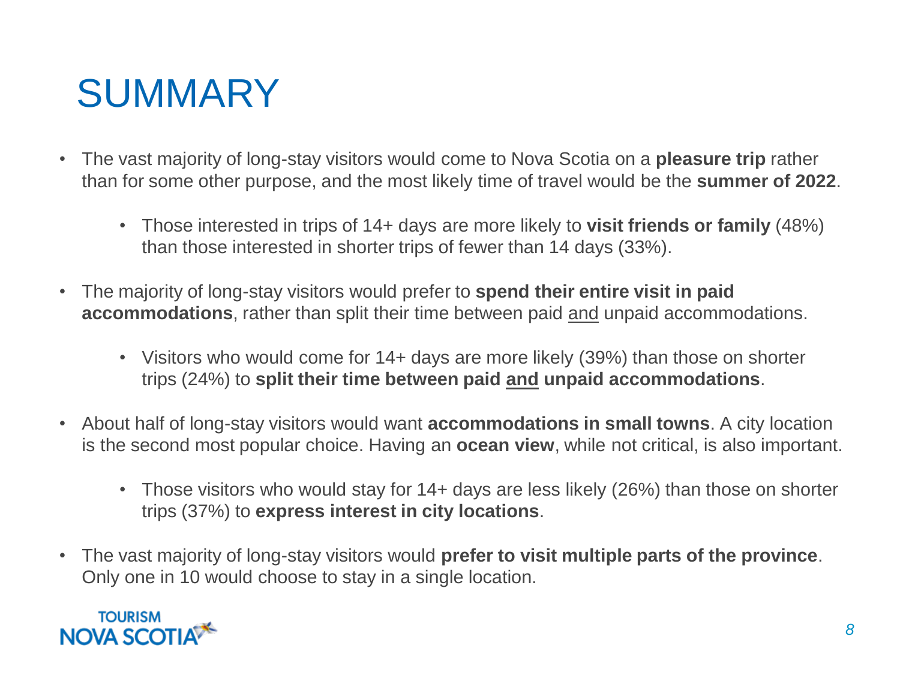# SUMMARY

- The vast majority of long-stay visitors would come to Nova Scotia on a **pleasure trip** rather than for some other purpose, and the most likely time of travel would be the **summer of 2022**.
  - Those interested in trips of 14+ days are more likely to **visit friends or family** (48%) than those interested in shorter trips of fewer than 14 days (33%).
- The majority of long-stay visitors would prefer to **spend their entire visit in paid accommodations**, rather than split their time between paid <u>and</u> unpaid accommodations.
  - Visitors who would come for 14+ days are more likely (39%) than those on shorter trips (24%) to **split their time between paid <u>and</u> unpaid accommodations**.
- About half of long-stay visitors would want **accommodations in small towns**. A city location is the second most popular choice. Having an **ocean view**, while not critical, is also important.
  - Those visitors who would stay for 14+ days are less likely (26%) than those on shorter trips (37%) to **express interest in city locations**.
- The vast majority of long-stay visitors would **prefer to visit multiple parts of the province**. Only one in 10 would choose to stay in a single location.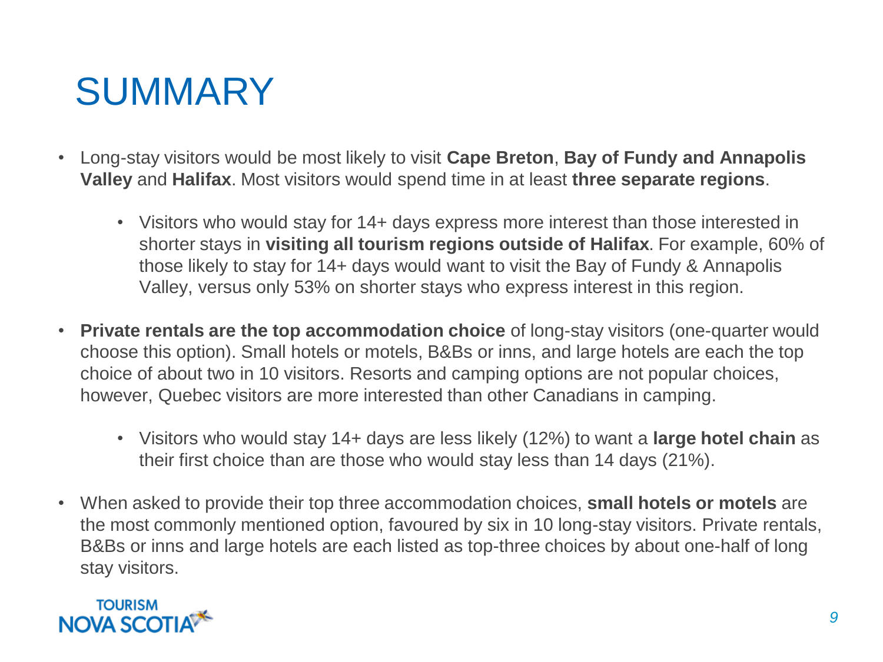# SUMMARY

- Long-stay visitors would be most likely to visit **Cape Breton**, **Bay of Fundy and Annapolis Valley** and **Halifax**. Most visitors would spend time in at least **three separate regions**.
  - Visitors who would stay for 14+ days express more interest than those interested in shorter stays in **visiting all tourism regions outside of Halifax**. For example, 60% of those likely to stay for 14+ days would want to visit the Bay of Fundy & Annapolis Valley, versus only 53% on shorter stays who express interest in this region.
- **Private rentals are the top accommodation choice** of long-stay visitors (one-quarter would choose this option). Small hotels or motels, B&Bs or inns, and large hotels are each the top choice of about two in 10 visitors. Resorts and camping options are not popular choices, however, Quebec visitors are more interested than other Canadians in camping.
  - Visitors who would stay 14+ days are less likely (12%) to want a **large hotel chain** as their first choice than are those who would stay less than 14 days (21%).
- When asked to provide their top three accommodation choices, **small hotels or motels** are the most commonly mentioned option, favoured by six in 10 long-stay visitors. Private rentals, B&Bs or inns and large hotels are each listed as top-three choices by about one-half of long stay visitors.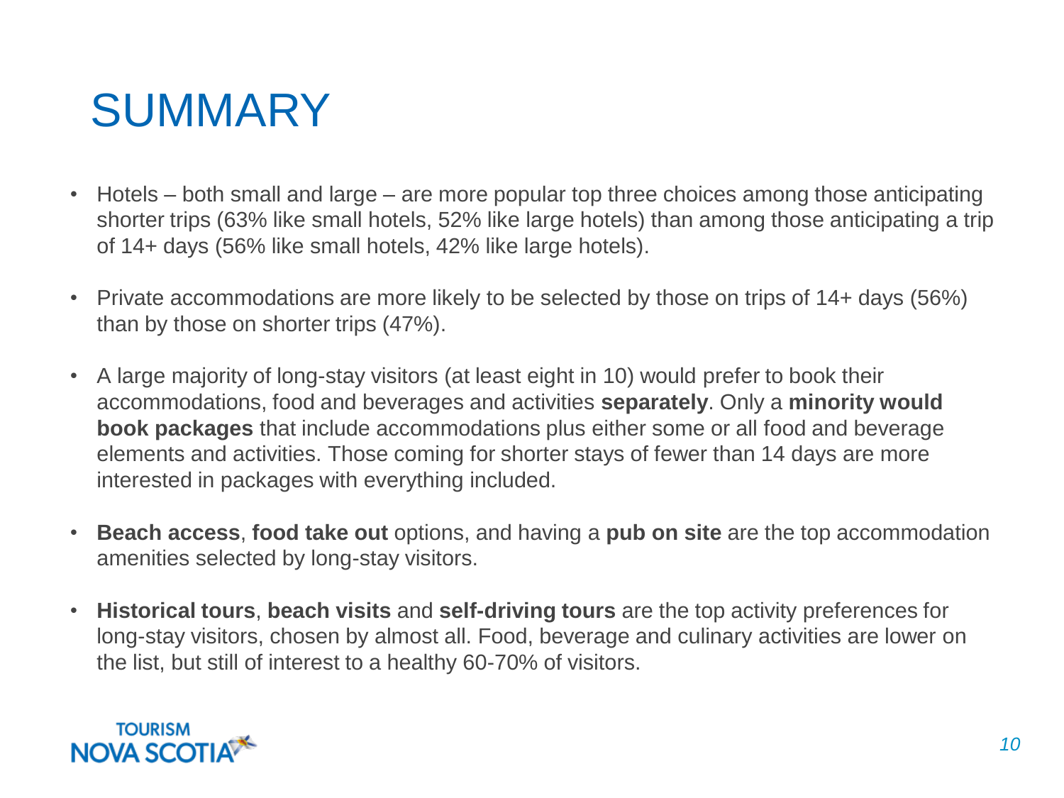# SUMMARY

- Hotels – both small and large – are more popular top three choices among those anticipating shorter trips (63% like small hotels, 52% like large hotels) than among those anticipating a trip of 14+ days (56% like small hotels, 42% like large hotels).
- Private accommodations are more likely to be selected by those on trips of 14+ days (56%) than by those on shorter trips (47%).
- A large majority of long-stay visitors (at least eight in 10) would prefer to book their accommodations, food and beverages and activities **separately**. Only a **minority would book packages** that include accommodations plus either some or all food and beverage elements and activities. Those coming for shorter stays of fewer than 14 days are more interested in packages with everything included.
- **Beach access**, **food take out** options, and having a **pub on site** are the top accommodation amenities selected by long-stay visitors.
- **Historical tours**, **beach visits** and **self-driving tours** are the top activity preferences for long-stay visitors, chosen by almost all. Food, beverage and culinary activities are lower on the list, but still of interest to a healthy 60-70% of visitors.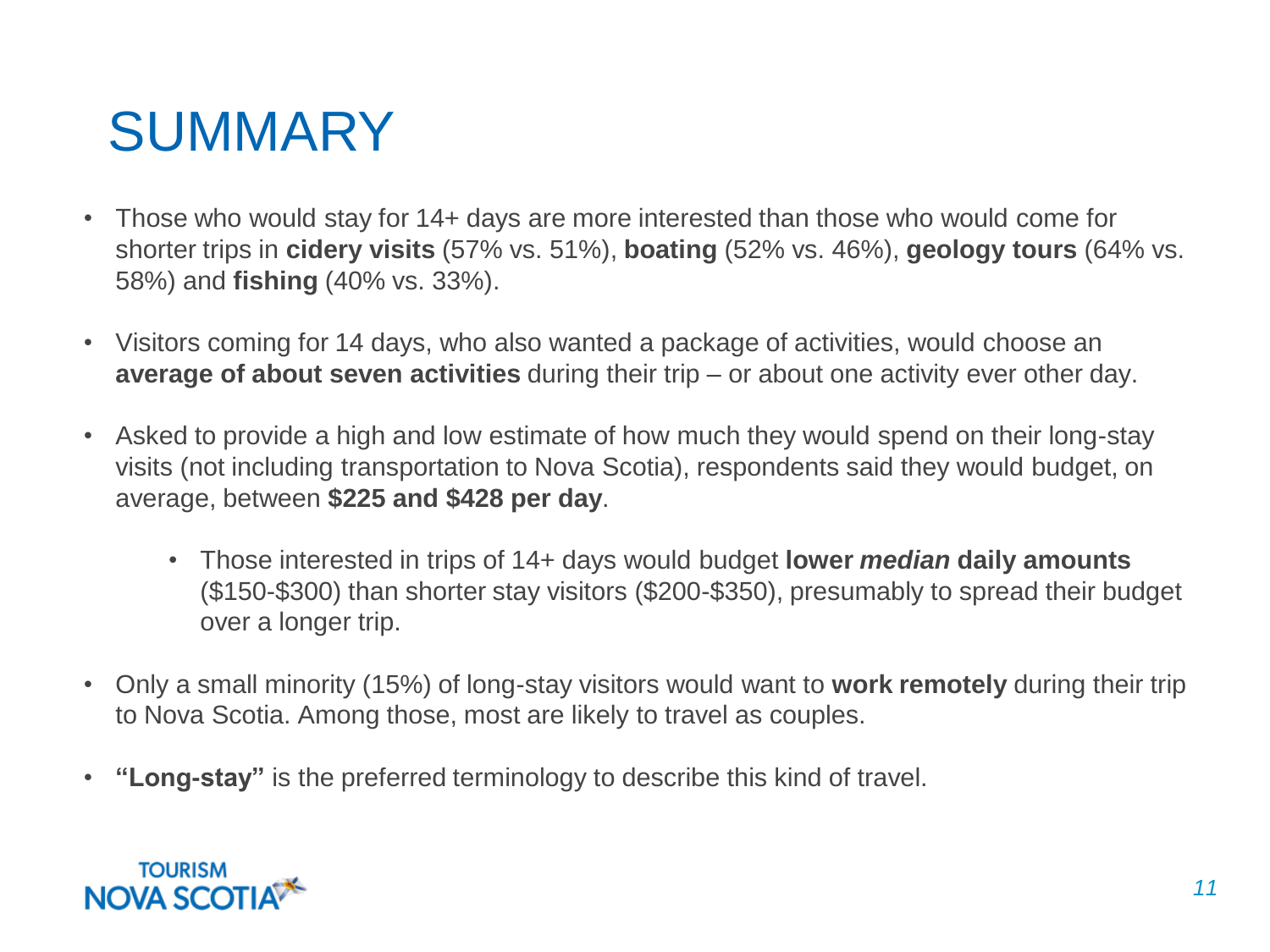# SUMMARY

- Those who would stay for 14+ days are more interested than those who would come for shorter trips in **cidery visits** (57% vs. 51%), **boating** (52% vs. 46%), **geology tours** (64% vs. 58%) and **fishing** (40% vs. 33%).
- Visitors coming for 14 days, who also wanted a package of activities, would choose an **average of about seven activities** during their trip – or about one activity ever other day.
- Asked to provide a high and low estimate of how much they would spend on their long-stay visits (not including transportation to Nova Scotia), respondents said they would budget, on average, between **$225 and $428 per day**.
  - Those interested in trips of 14+ days would budget **lower *median* daily amounts** ($150-$300) than shorter stay visitors ($200-$350), presumably to spread their budget over a longer trip.
- Only a small minority (15%) of long-stay visitors would want to **work remotely** during their trip to Nova Scotia. Among those, most are likely to travel as couples.
- **"Long-stay"** is the preferred terminology to describe this kind of travel.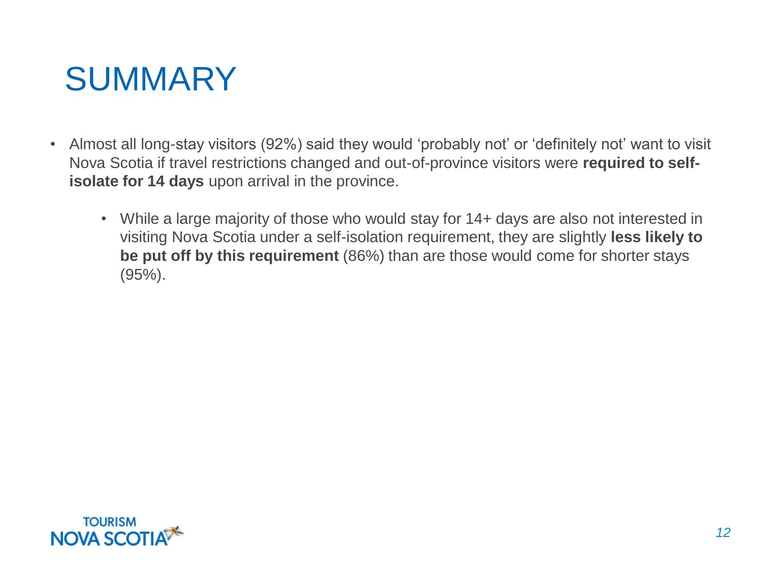# SUMMARY

- Almost all long-stay visitors (92%) said they would 'probably not' or 'definitely not' want to visit Nova Scotia if travel restrictions changed and out-of-province visitors were **required to self-isolate for 14 days** upon arrival in the province.
  - While a large majority of those who would stay for 14+ days are also not interested in visiting Nova Scotia under a self-isolation requirement, they are slightly **less likely to be put off by this requirement** (86%) than are those would come for shorter stays (95%).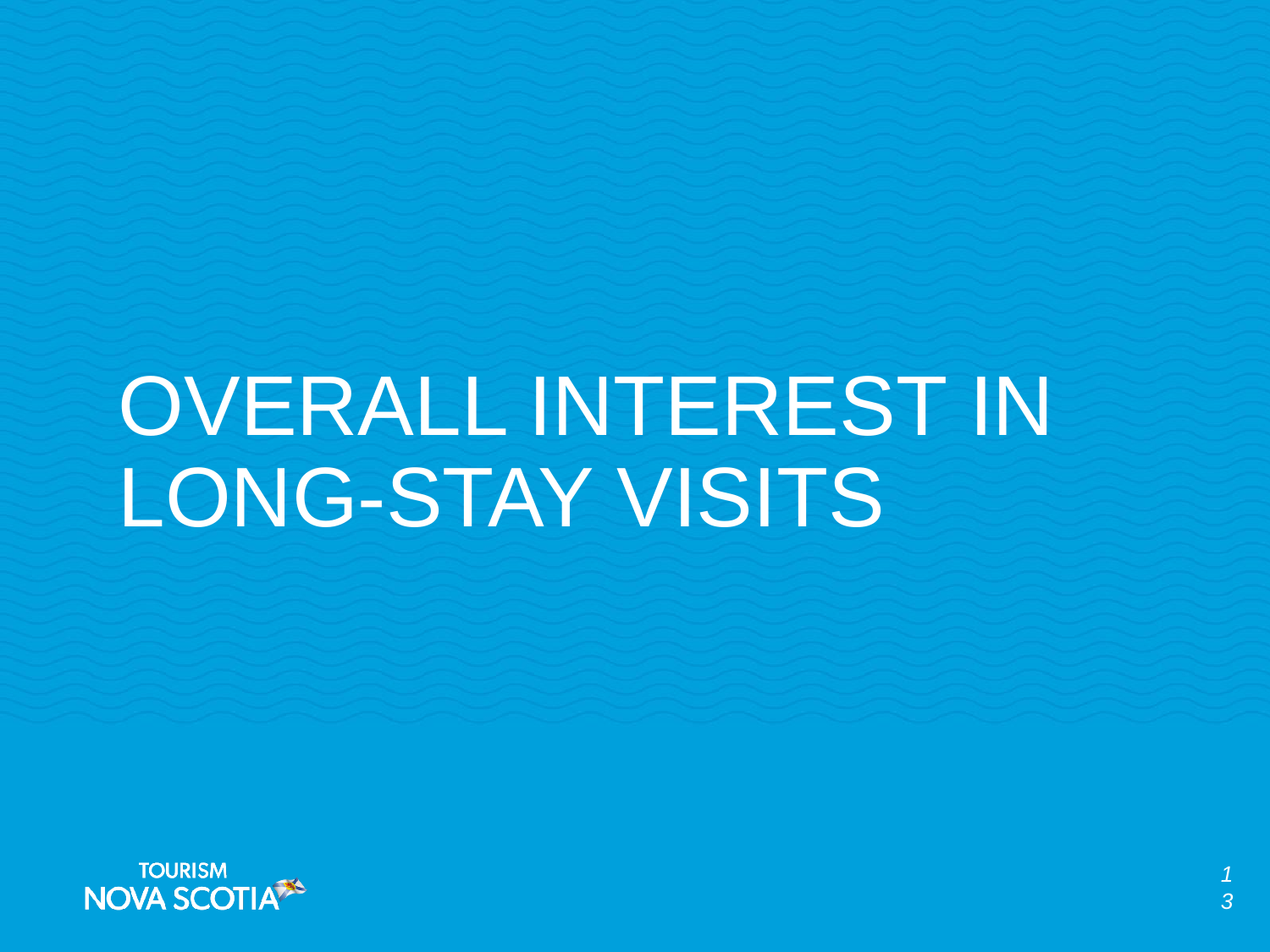# OVERALL INTEREST IN LONG-STAY VISITS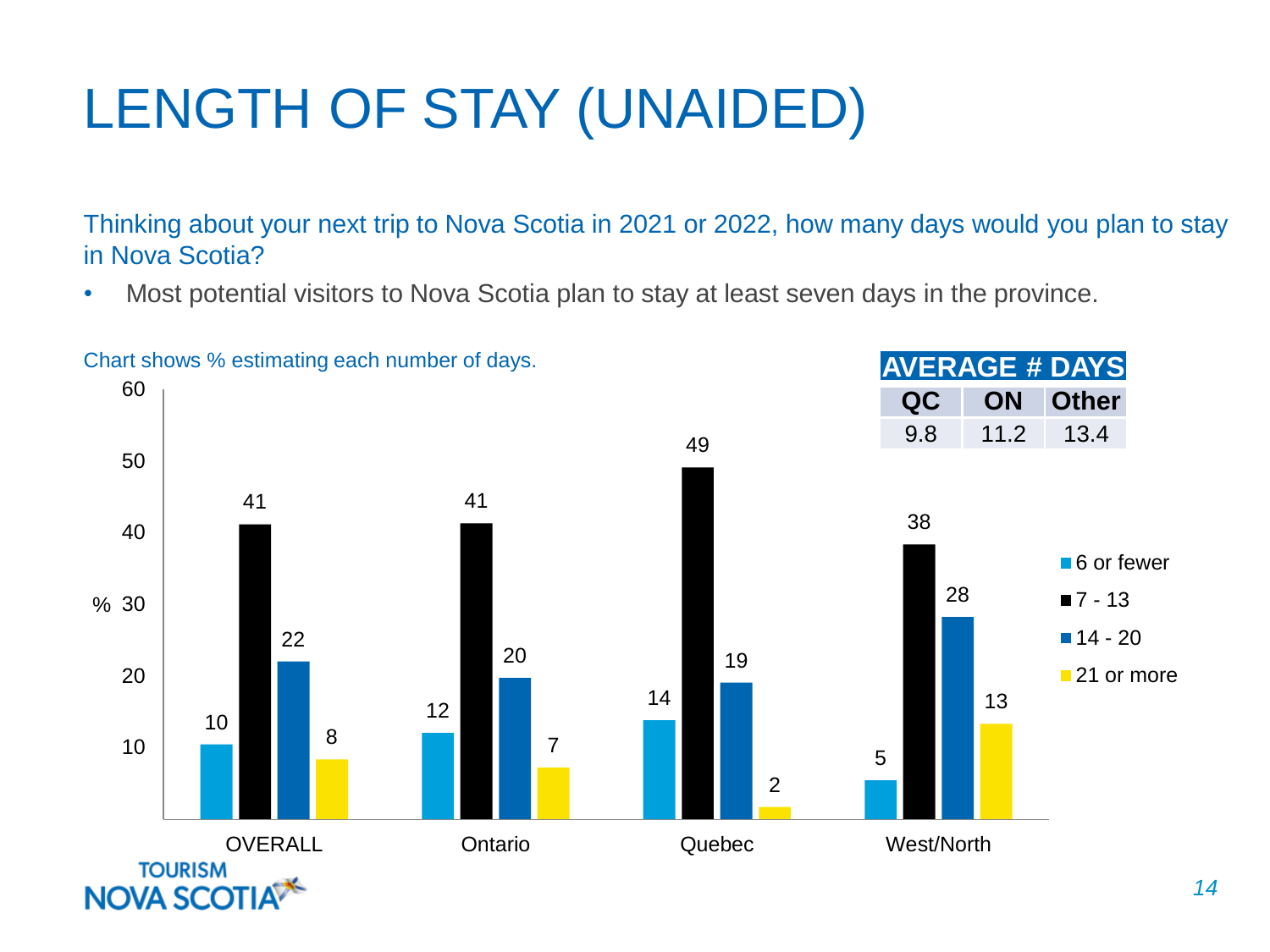# LENGTH OF STAY (UNAIDED)

Thinking about your next trip to Nova Scotia in 2021 or 2022, how many days would you plan to stay in Nova Scotia?

- Most potential visitors to Nova Scotia plan to stay at least seven days in the province.

Chart shows % estimating each number of days.

| % | OVERALL | Ontario | Quebec | West/North |
|---|---|---|---|---|
| 6 or fewer | 10 | 12 | 14 | 5 |
| 7 - 13 | 41 | 41 | 49 | 38 |
| 14 - 20 | 22 | 20 | 19 | 28 |
| 21 or more | 8 | 7 | 2 | 13 |

| AVERAGE # DAYS | | |
|---|---|---|
| QC | ON | Other |
| 9.8 | 11.2 | 13.4 |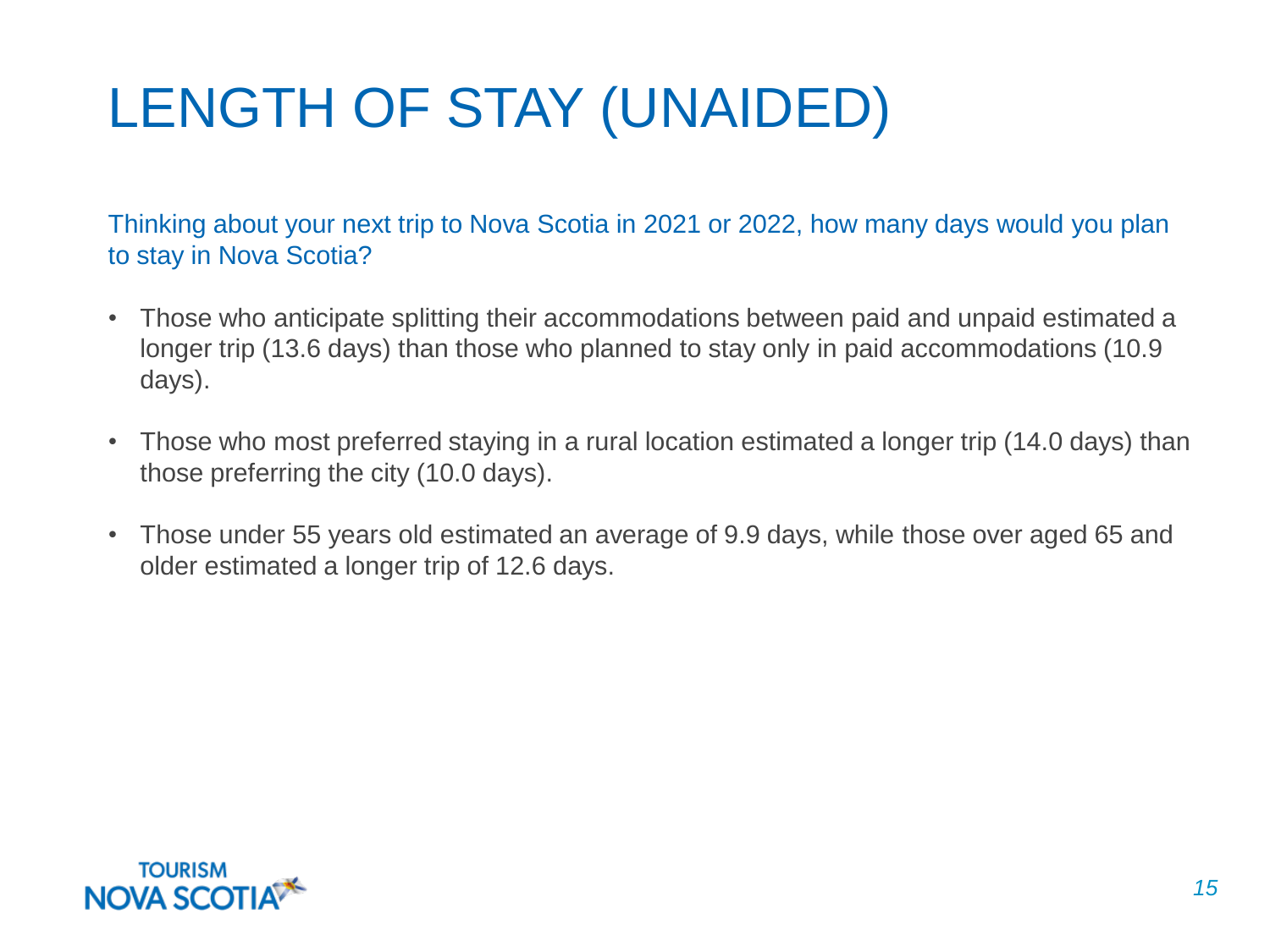# LENGTH OF STAY (UNAIDED)

Thinking about your next trip to Nova Scotia in 2021 or 2022, how many days would you plan to stay in Nova Scotia?

- Those who anticipate splitting their accommodations between paid and unpaid estimated a longer trip (13.6 days) than those who planned to stay only in paid accommodations (10.9 days).
- Those who most preferred staying in a rural location estimated a longer trip (14.0 days) than those preferring the city (10.0 days).
- Those under 55 years old estimated an average of 9.9 days, while those over aged 65 and older estimated a longer trip of 12.6 days.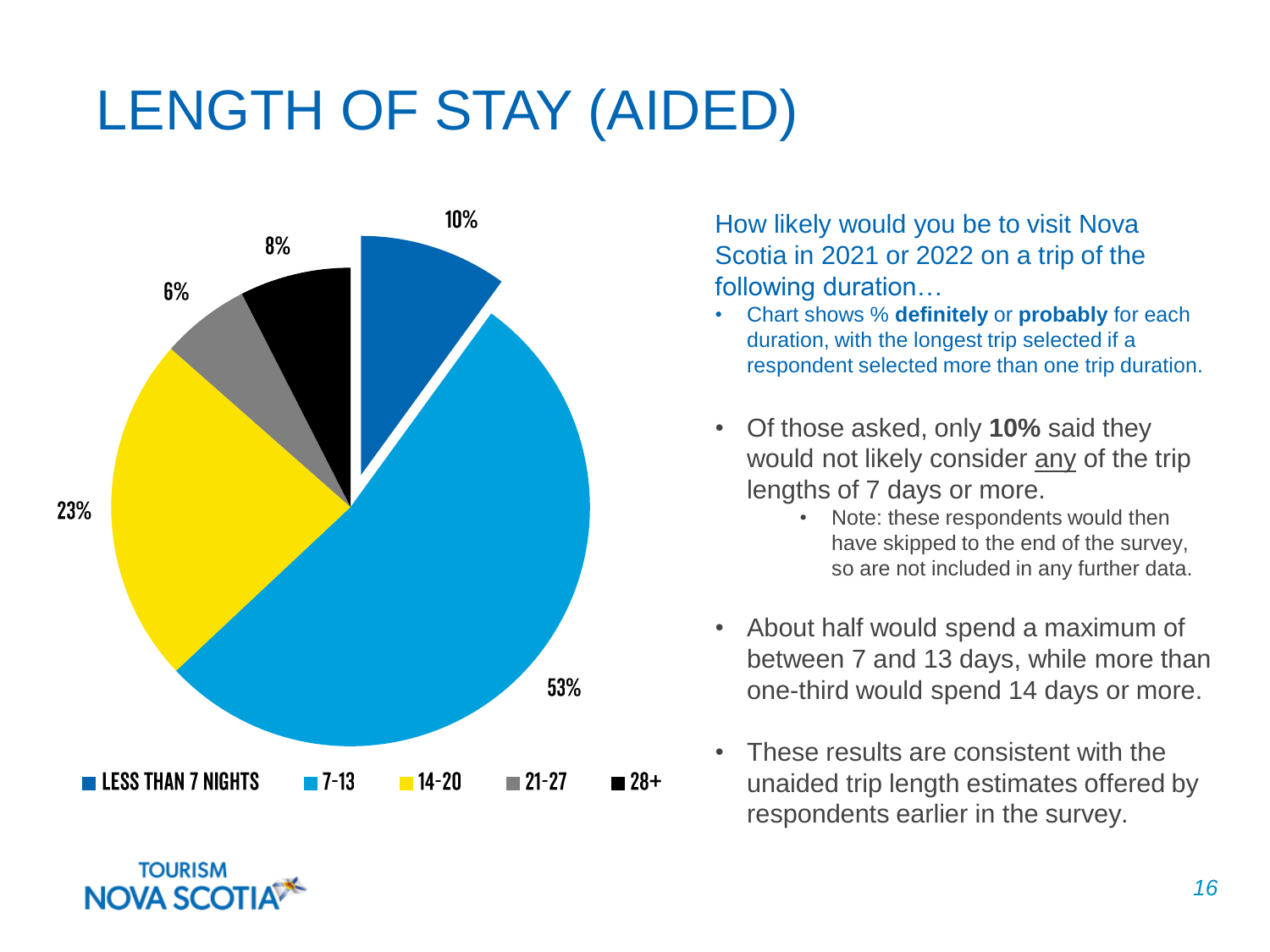# LENGTH OF STAY (AIDED)

| Length of stay | % |
|---|---|
| LESS THAN 7 NIGHTS | 10% |
| 7-13 | 53% |
| 14-20 | 23% |
| 21-27 | 6% |
| 28+ | 8% |

How likely would you be to visit Nova Scotia in 2021 or 2022 on a trip of the following duration…

- Chart shows % **definitely** or **probably** for each duration, with the longest trip selected if a respondent selected more than one trip duration.

- Of those asked, only **10%** said they would not likely consider any of the trip lengths of 7 days or more.
  - Note: these respondents would then have skipped to the end of the survey, so are not included in any further data.
- About half would spend a maximum of between 7 and 13 days, while more than one-third would spend 14 days or more.
- These results are consistent with the unaided trip length estimates offered by respondents earlier in the survey.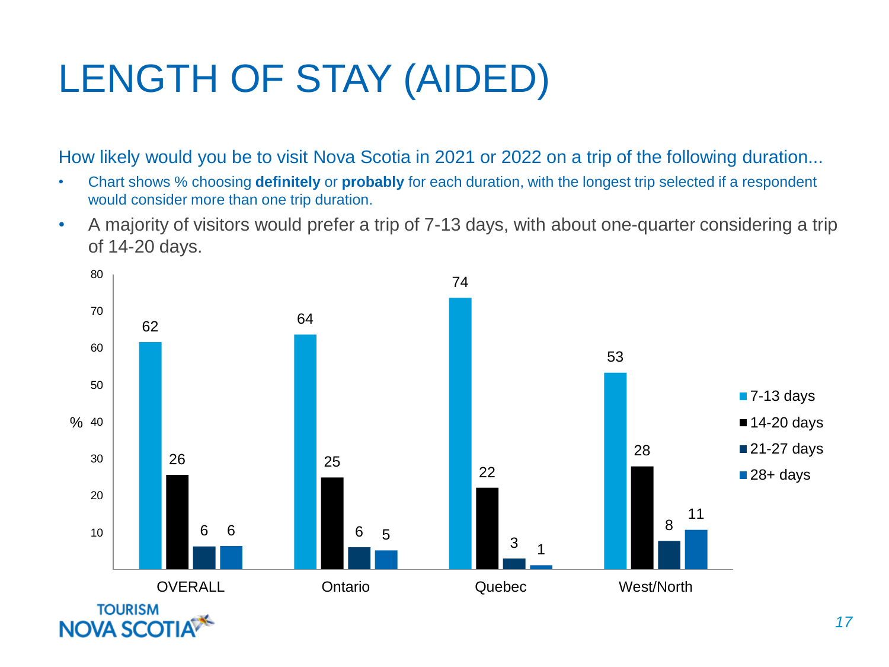# LENGTH OF STAY (AIDED)

How likely would you be to visit Nova Scotia in 2021 or 2022 on a trip of the following duration...

- Chart shows % choosing **definitely** or **probably** for each duration, with the longest trip selected if a respondent would consider more than one trip duration.
- A majority of visitors would prefer a trip of 7-13 days, with about one-quarter considering a trip of 14-20 days.

| % | OVERALL | Ontario | Quebec | West/North |
|---|---|---|---|---|
| 7-13 days | 62 | 64 | 74 | 53 |
| 14-20 days | 26 | 25 | 22 | 28 |
| 21-27 days | 6 | 6 | 3 | 8 |
| 28+ days | 6 | 5 | 1 | 11 |

TOURISM NOVA SCOTIA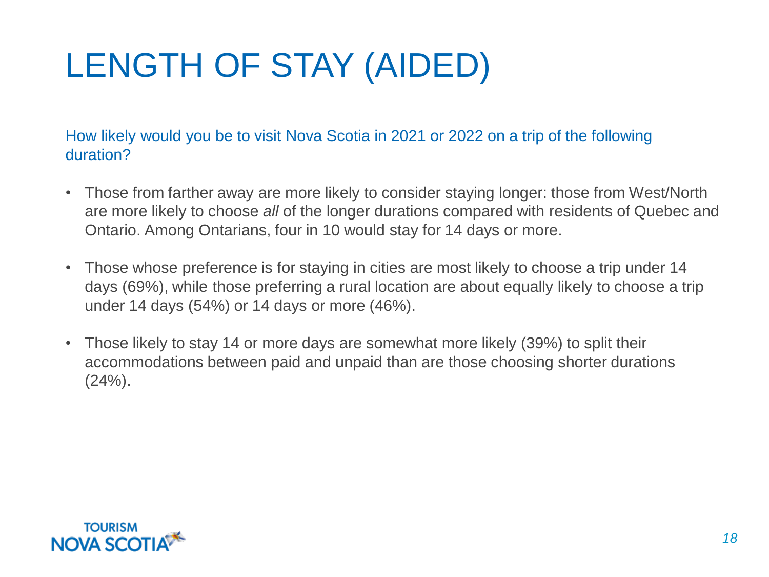# LENGTH OF STAY (AIDED)

How likely would you be to visit Nova Scotia in 2021 or 2022 on a trip of the following duration?

- Those from farther away are more likely to consider staying longer: those from West/North are more likely to choose *all* of the longer durations compared with residents of Quebec and Ontario. Among Ontarians, four in 10 would stay for 14 days or more.
- Those whose preference is for staying in cities are most likely to choose a trip under 14 days (69%), while those preferring a rural location are about equally likely to choose a trip under 14 days (54%) or 14 days or more (46%).
- Those likely to stay 14 or more days are somewhat more likely (39%) to split their accommodations between paid and unpaid than are those choosing shorter durations (24%).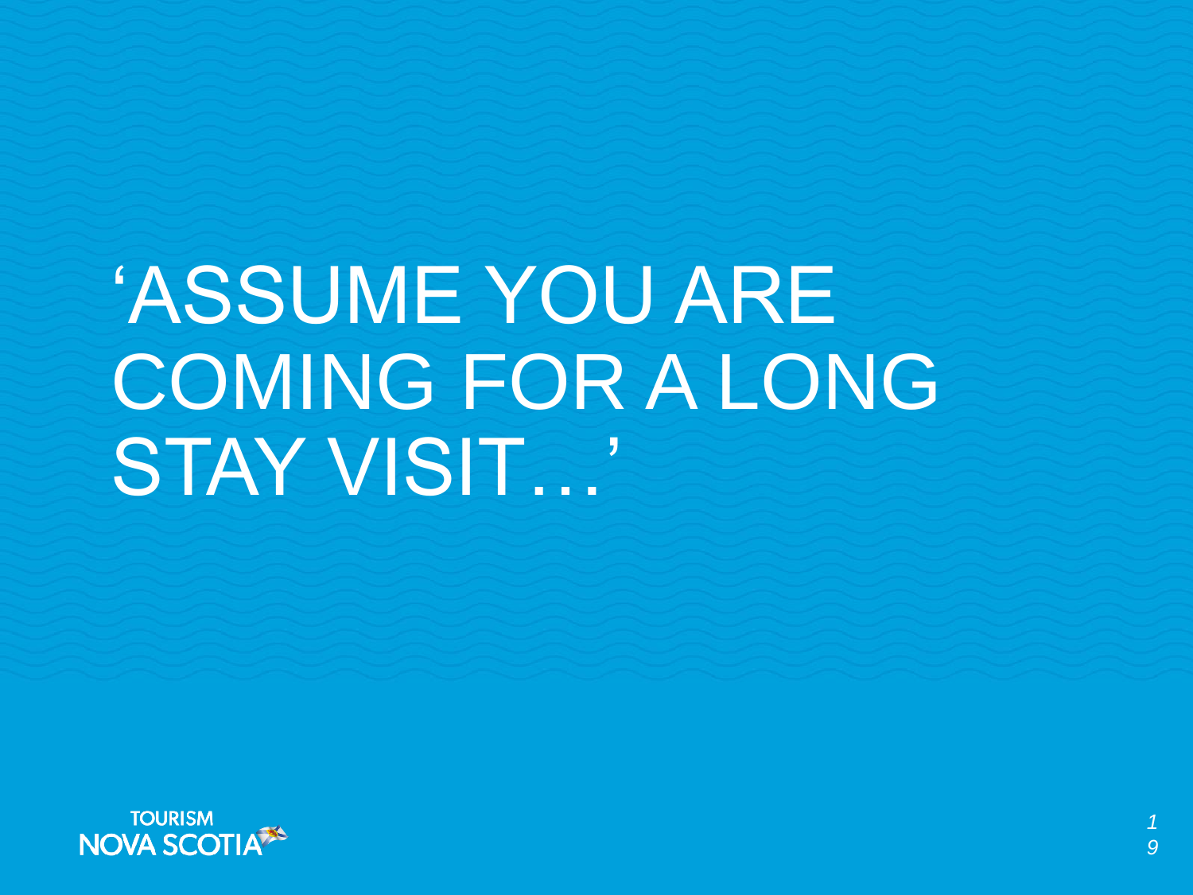# ‘ASSUME YOU ARE COMING FOR A LONG STAY VISIT…’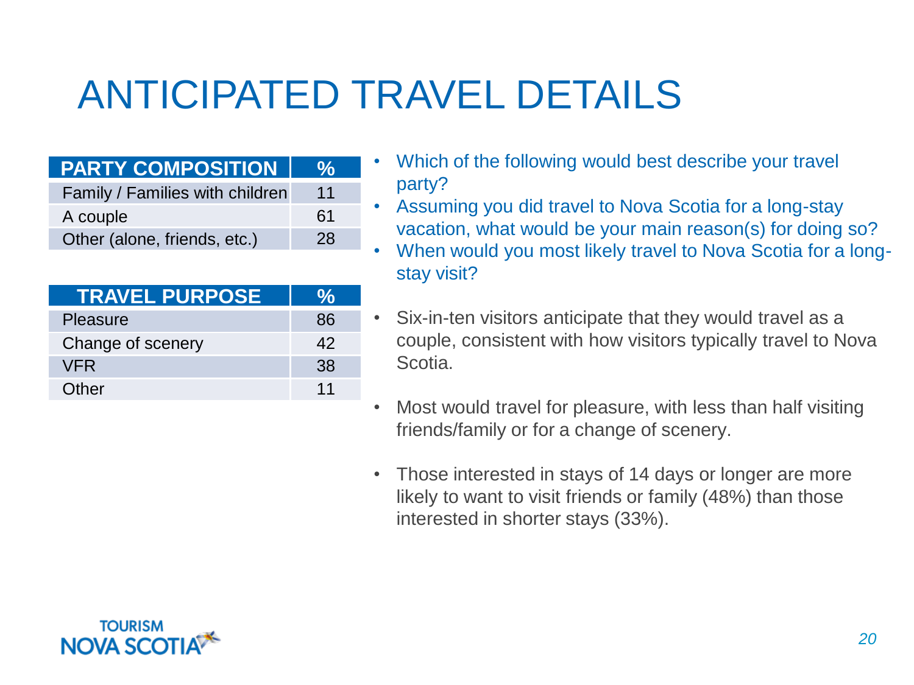# ANTICIPATED TRAVEL DETAILS

| PARTY COMPOSITION | % |
|---|---|
| Family / Families with children | 11 |
| A couple | 61 |
| Other (alone, friends, etc.) | 28 |

| TRAVEL PURPOSE | % |
|---|---|
| Pleasure | 86 |
| Change of scenery | 42 |
| VFR | 38 |
| Other | 11 |

- Which of the following would best describe your travel party?
- Assuming you did travel to Nova Scotia for a long-stay vacation, what would be your main reason(s) for doing so?
- When would you most likely travel to Nova Scotia for a long-stay visit?

- Six-in-ten visitors anticipate that they would travel as a couple, consistent with how visitors typically travel to Nova Scotia.

- Most would travel for pleasure, with less than half visiting friends/family or for a change of scenery.

- Those interested in stays of 14 days or longer are more likely to want to visit friends or family (48%) than those interested in shorter stays (33%).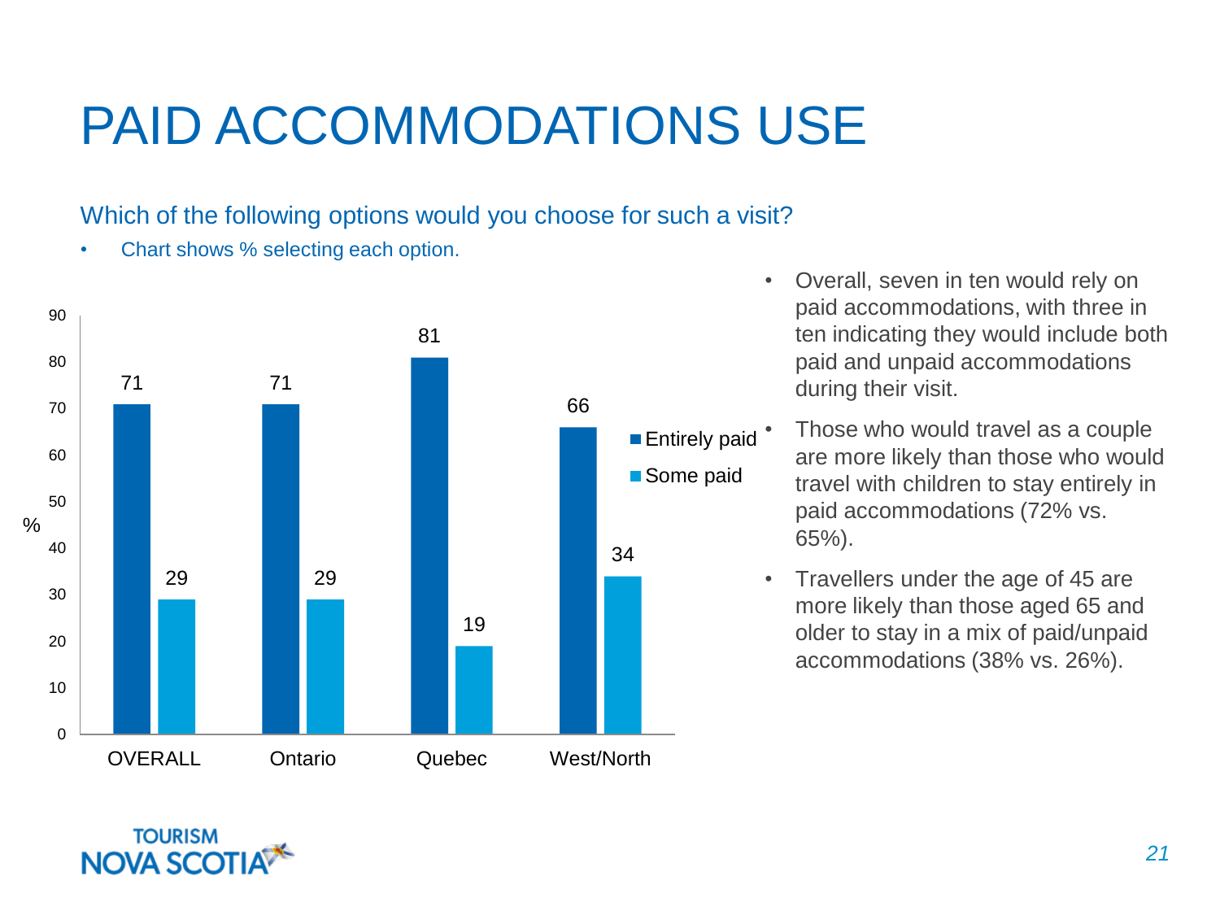# PAID ACCOMMODATIONS USE

Which of the following options would you choose for such a visit?

- Chart shows % selecting each option.

| % | OVERALL | Ontario | Quebec | West/North |
|---|---|---|---|---|
| Entirely paid | 71 | 71 | 81 | 66 |
| Some paid | 29 | 29 | 19 | 34 |

- Overall, seven in ten would rely on paid accommodations, with three in ten indicating they would include both paid and unpaid accommodations during their visit.
- Those who would travel as a couple are more likely than those who would travel with children to stay entirely in paid accommodations (72% vs. 65%).
- Travellers under the age of 45 are more likely than those aged 65 and older to stay in a mix of paid/unpaid accommodations (38% vs. 26%).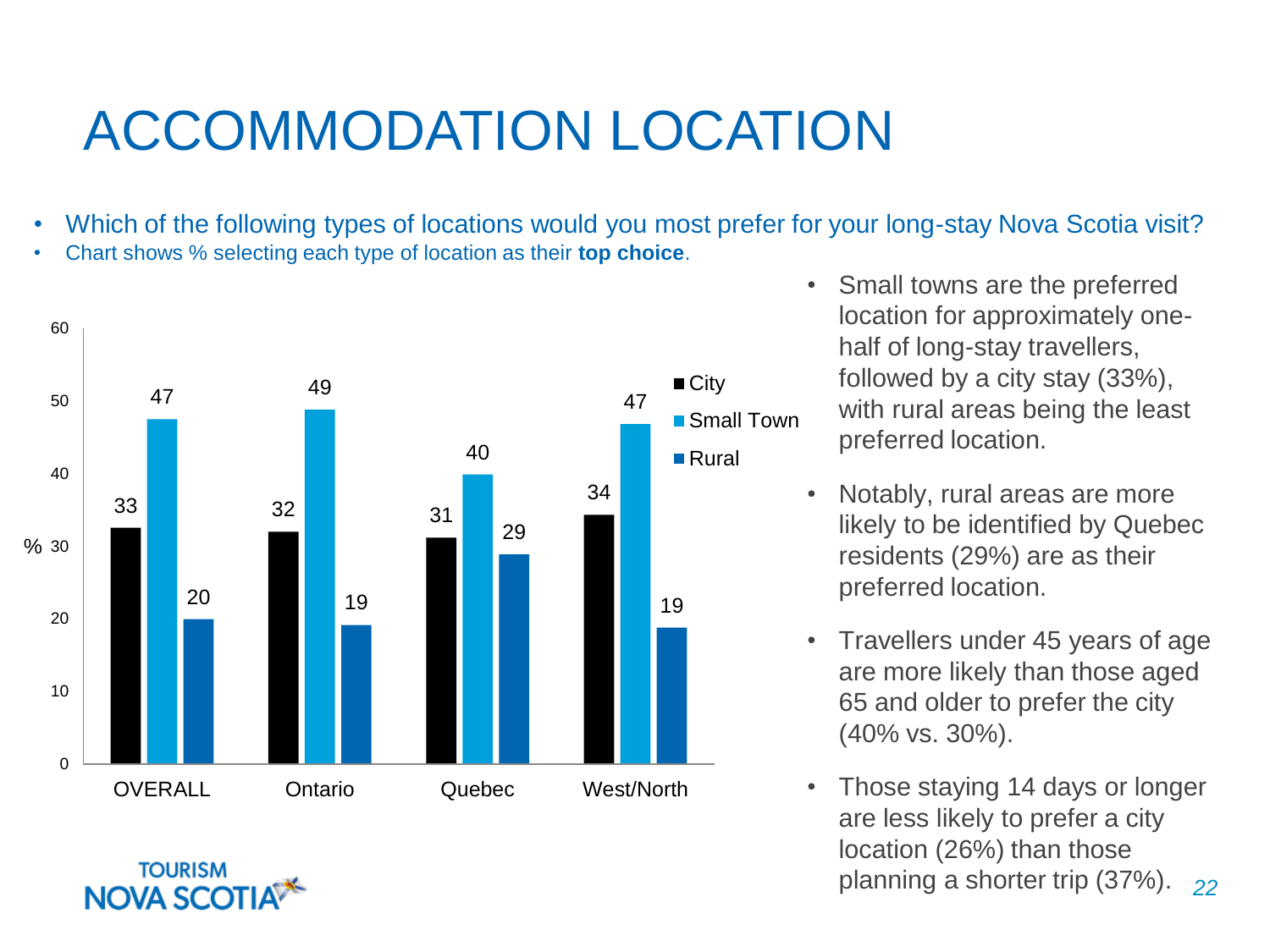# ACCOMMODATION LOCATION

- Which of the following types of locations would you most prefer for your long-stay Nova Scotia visit?
- Chart shows % selecting each type of location as their **top choice**.

| % | City | Small Town | Rural |
|---|---|---|---|
| OVERALL | 33 | 47 | 20 |
| Ontario | 32 | 49 | 19 |
| Quebec | 31 | 40 | 29 |
| West/North | 34 | 47 | 19 |

- Small towns are the preferred location for approximately one-half of long-stay travellers, followed by a city stay (33%), with rural areas being the least preferred location.
- Notably, rural areas are more likely to be identified by Quebec residents (29%) are as their preferred location.
- Travellers under 45 years of age are more likely than those aged 65 and older to prefer the city (40% vs. 30%).
- Those staying 14 days or longer are less likely to prefer a city location (26%) than those planning a shorter trip (37%).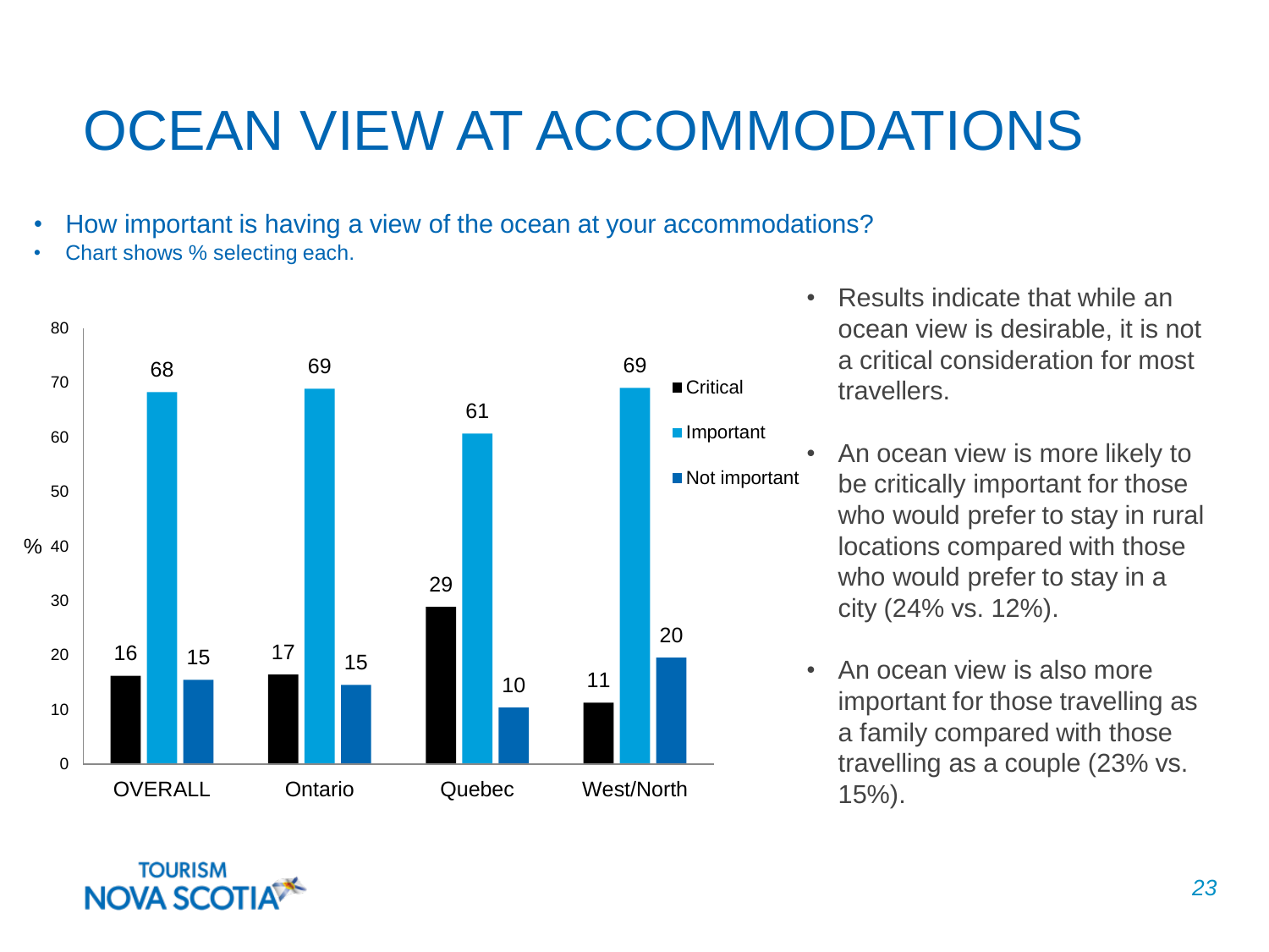# OCEAN VIEW AT ACCOMMODATIONS

- How important is having a view of the ocean at your accommodations?
- Chart shows % selecting each.

| % | OVERALL | Ontario | Quebec | West/North |
|---|---|---|---|---|
| Critical | 16 | 17 | 29 | 11 |
| Important | 68 | 69 | 61 | 69 |
| Not important | 15 | 15 | 10 | 20 |

- Results indicate that while an ocean view is desirable, it is not a critical consideration for most travellers.
- An ocean view is more likely to be critically important for those who would prefer to stay in rural locations compared with those who would prefer to stay in a city (24% vs. 12%).
- An ocean view is also more important for those travelling as a family compared with those travelling as a couple (23% vs. 15%).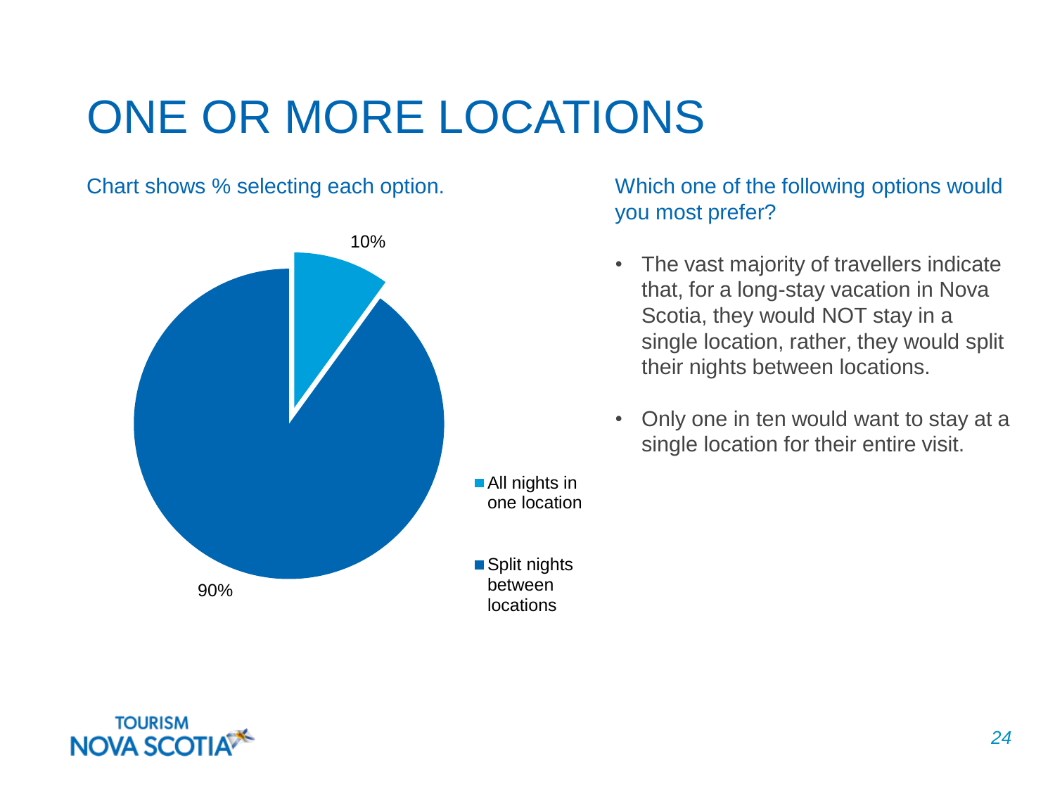# ONE OR MORE LOCATIONS

Chart shows % selecting each option.

10%

90%

- All nights in one location
- Split nights between locations

Which one of the following options would you most prefer?

- The vast majority of travellers indicate that, for a long-stay vacation in Nova Scotia, they would NOT stay in a single location, rather, they would split their nights between locations.
- Only one in ten would want to stay at a single location for their entire visit.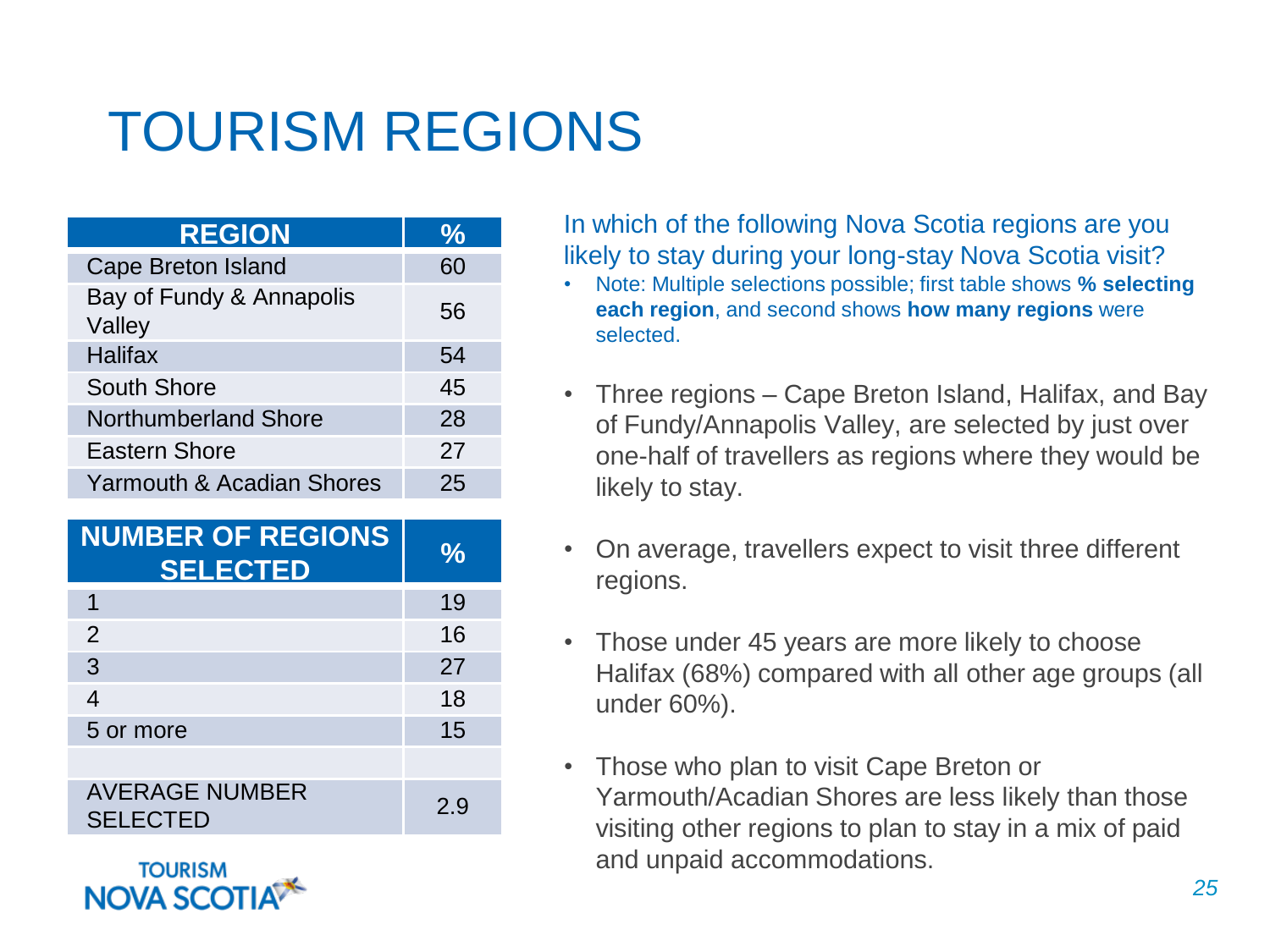# TOURISM REGIONS

| REGION | % |
|---|---|
| Cape Breton Island | 60 |
| Bay of Fundy & Annapolis Valley | 56 |
| Halifax | 54 |
| South Shore | 45 |
| Northumberland Shore | 28 |
| Eastern Shore | 27 |
| Yarmouth & Acadian Shores | 25 |

| NUMBER OF REGIONS SELECTED | % |
|---|---|
| 1 | 19 |
| 2 | 16 |
| 3 | 27 |
| 4 | 18 |
| 5 or more | 15 |
| | |
| AVERAGE NUMBER SELECTED | 2.9 |

In which of the following Nova Scotia regions are you likely to stay during your long-stay Nova Scotia visit?

- Note: Multiple selections possible; first table shows **% selecting each region**, and second shows **how many regions** were selected.

- Three regions – Cape Breton Island, Halifax, and Bay of Fundy/Annapolis Valley, are selected by just over one-half of travellers as regions where they would be likely to stay.
- On average, travellers expect to visit three different regions.
- Those under 45 years are more likely to choose Halifax (68%) compared with all other age groups (all under 60%).
- Those who plan to visit Cape Breton or Yarmouth/Acadian Shores are less likely than those visiting other regions to plan to stay in a mix of paid and unpaid accommodations.

TOURISM NOVA SCOTIA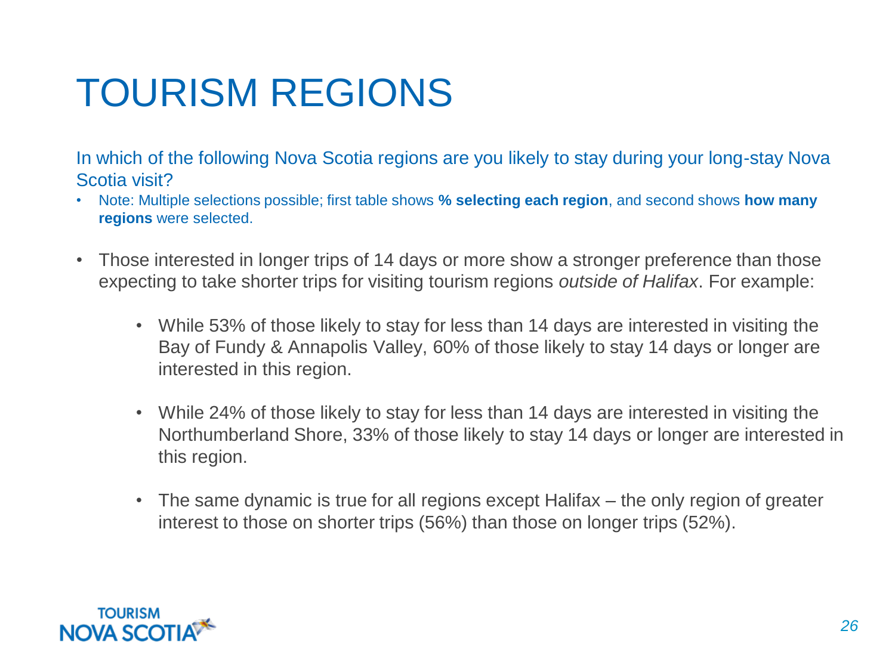# TOURISM REGIONS

In which of the following Nova Scotia regions are you likely to stay during your long-stay Nova Scotia visit?

- Note: Multiple selections possible; first table shows **% selecting each region**, and second shows **how many regions** were selected.

- Those interested in longer trips of 14 days or more show a stronger preference than those expecting to take shorter trips for visiting tourism regions *outside of Halifax*. For example:
  - While 53% of those likely to stay for less than 14 days are interested in visiting the Bay of Fundy & Annapolis Valley, 60% of those likely to stay 14 days or longer are interested in this region.
  - While 24% of those likely to stay for less than 14 days are interested in visiting the Northumberland Shore, 33% of those likely to stay 14 days or longer are interested in this region.
  - The same dynamic is true for all regions except Halifax – the only region of greater interest to those on shorter trips (56%) than those on longer trips (52%).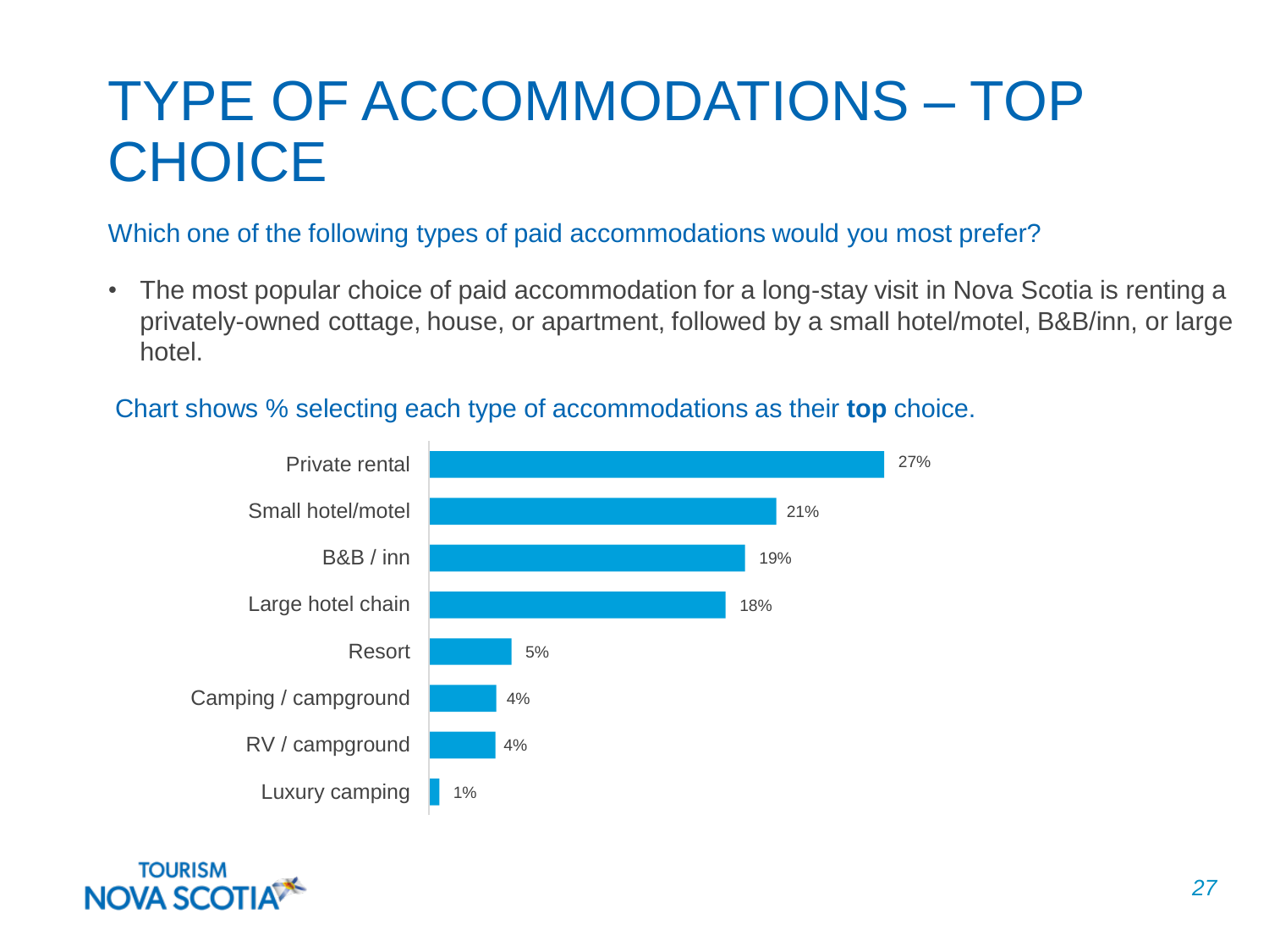# TYPE OF ACCOMMODATIONS – TOP CHOICE

Which one of the following types of paid accommodations would you most prefer?

- The most popular choice of paid accommodation for a long-stay visit in Nova Scotia is renting a privately-owned cottage, house, or apartment, followed by a small hotel/motel, B&B/inn, or large hotel.

Chart shows % selecting each type of accommodations as their **top** choice.

| Type of accommodation | % |
| --- | --- |
| Private rental | 27% |
| Small hotel/motel | 21% |
| B&B / inn | 19% |
| Large hotel chain | 18% |
| Resort | 5% |
| Camping / campground | 4% |
| RV / campground | 4% |
| Luxury camping | 1% |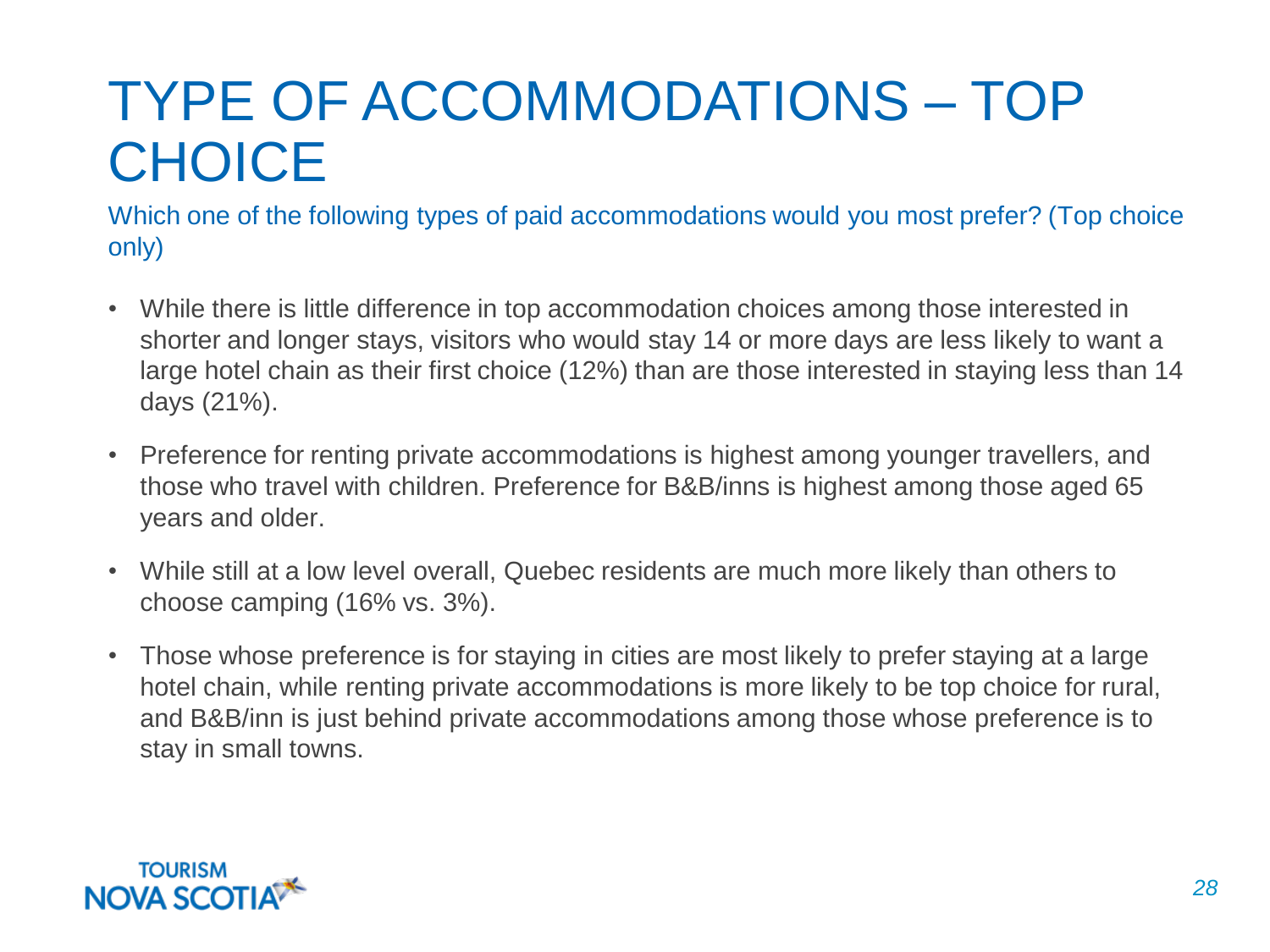# TYPE OF ACCOMMODATIONS – TOP CHOICE

Which one of the following types of paid accommodations would you most prefer? (Top choice only)

- While there is little difference in top accommodation choices among those interested in shorter and longer stays, visitors who would stay 14 or more days are less likely to want a large hotel chain as their first choice (12%) than are those interested in staying less than 14 days (21%).
- Preference for renting private accommodations is highest among younger travellers, and those who travel with children. Preference for B&B/inns is highest among those aged 65 years and older.
- While still at a low level overall, Quebec residents are much more likely than others to choose camping (16% vs. 3%).
- Those whose preference is for staying in cities are most likely to prefer staying at a large hotel chain, while renting private accommodations is more likely to be top choice for rural, and B&B/inn is just behind private accommodations among those whose preference is to stay in small towns.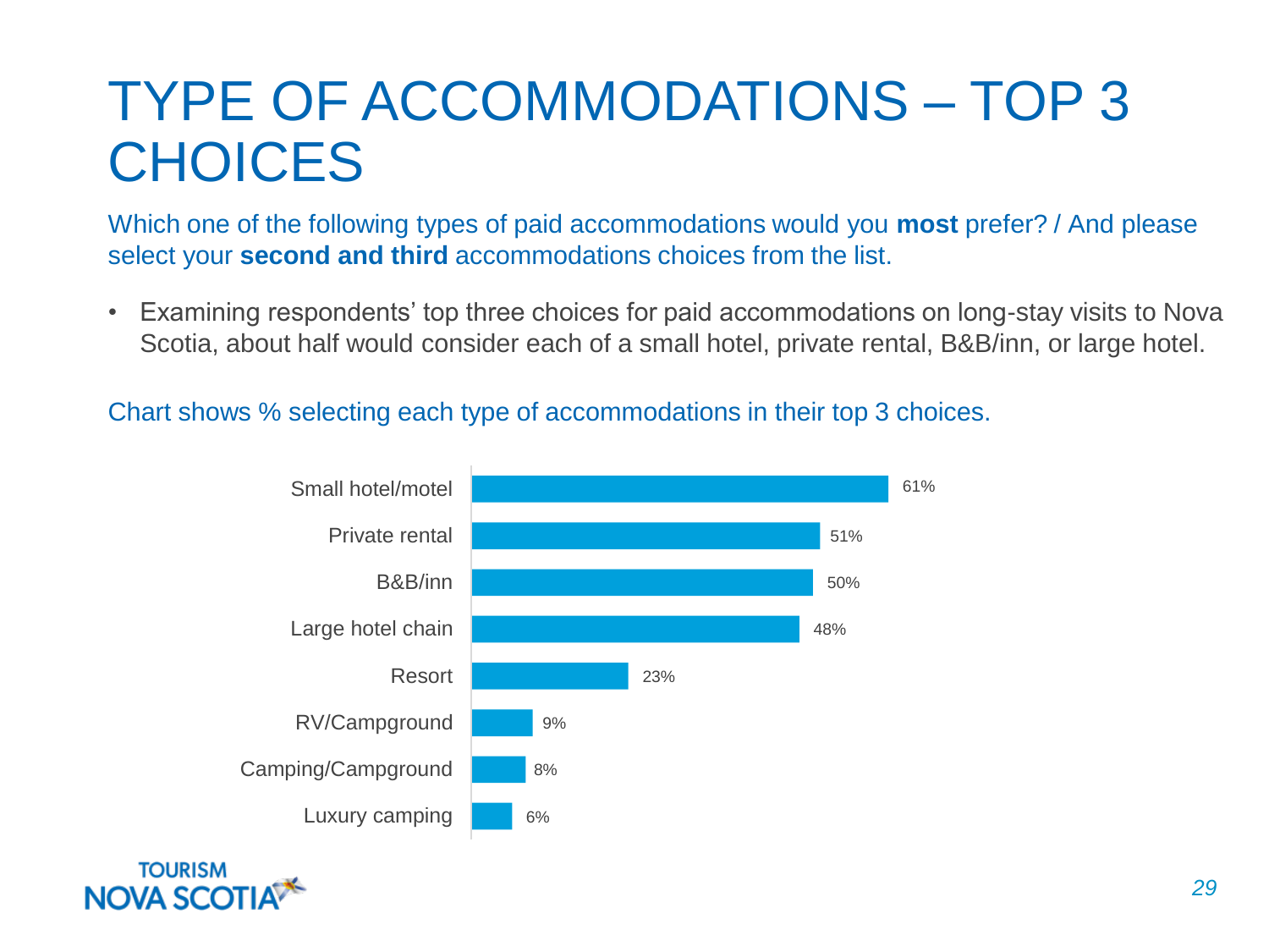# TYPE OF ACCOMMODATIONS – TOP 3 CHOICES

Which one of the following types of paid accommodations would you **most** prefer? / And please select your **second and third** accommodations choices from the list.

- Examining respondents' top three choices for paid accommodations on long-stay visits to Nova Scotia, about half would consider each of a small hotel, private rental, B&B/inn, or large hotel.

Chart shows % selecting each type of accommodations in their top 3 choices.

| Type of accommodations | % |
| --- | --- |
| Small hotel/motel | 61% |
| Private rental | 51% |
| B&B/inn | 50% |
| Large hotel chain | 48% |
| Resort | 23% |
| RV/Campground | 9% |
| Camping/Campground | 8% |
| Luxury camping | 6% |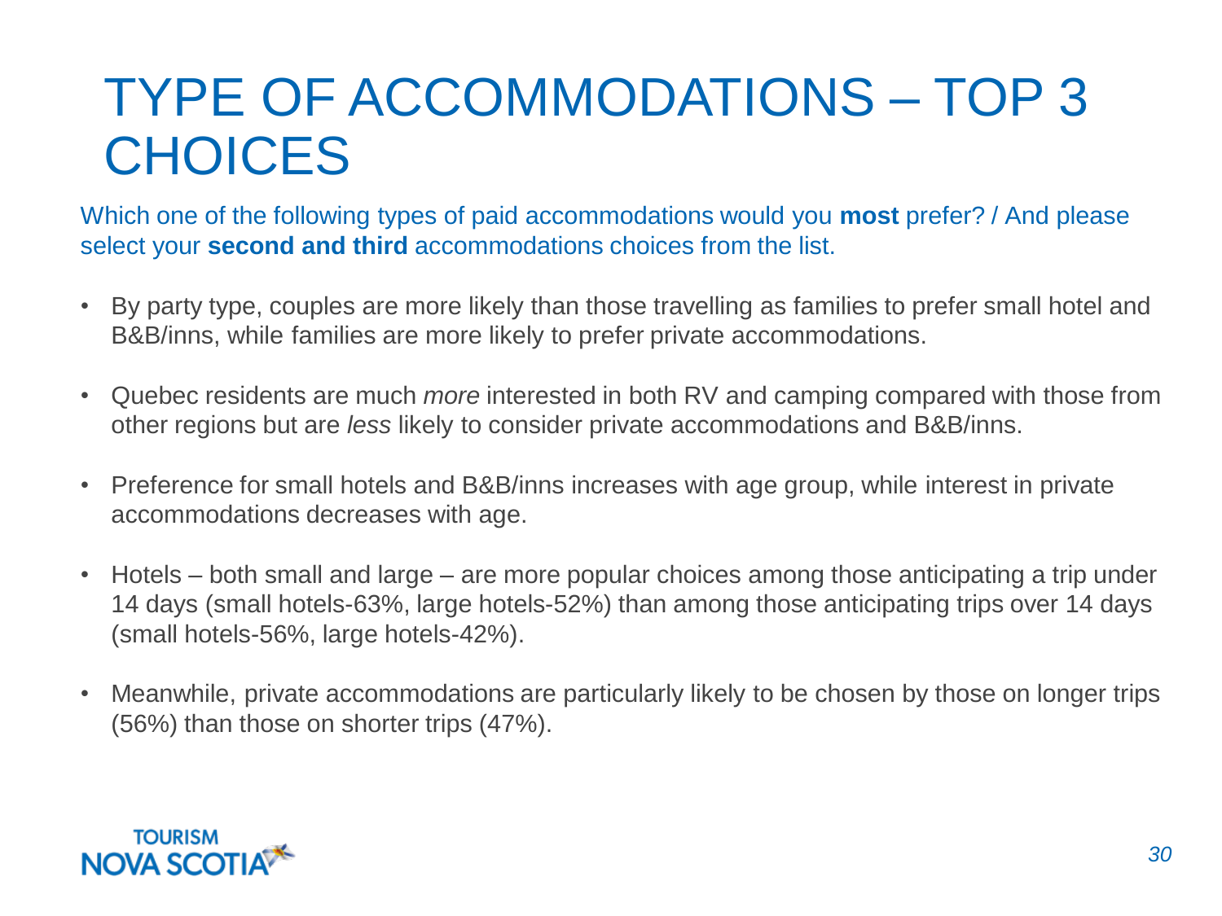# TYPE OF ACCOMMODATIONS – TOP 3 CHOICES

Which one of the following types of paid accommodations would you **most** prefer? / And please select your **second and third** accommodations choices from the list.

- By party type, couples are more likely than those travelling as families to prefer small hotel and B&B/inns, while families are more likely to prefer private accommodations.
- Quebec residents are much *more* interested in both RV and camping compared with those from other regions but are *less* likely to consider private accommodations and B&B/inns.
- Preference for small hotels and B&B/inns increases with age group, while interest in private accommodations decreases with age.
- Hotels – both small and large – are more popular choices among those anticipating a trip under 14 days (small hotels-63%, large hotels-52%) than among those anticipating trips over 14 days (small hotels-56%, large hotels-42%).
- Meanwhile, private accommodations are particularly likely to be chosen by those on longer trips (56%) than those on shorter trips (47%).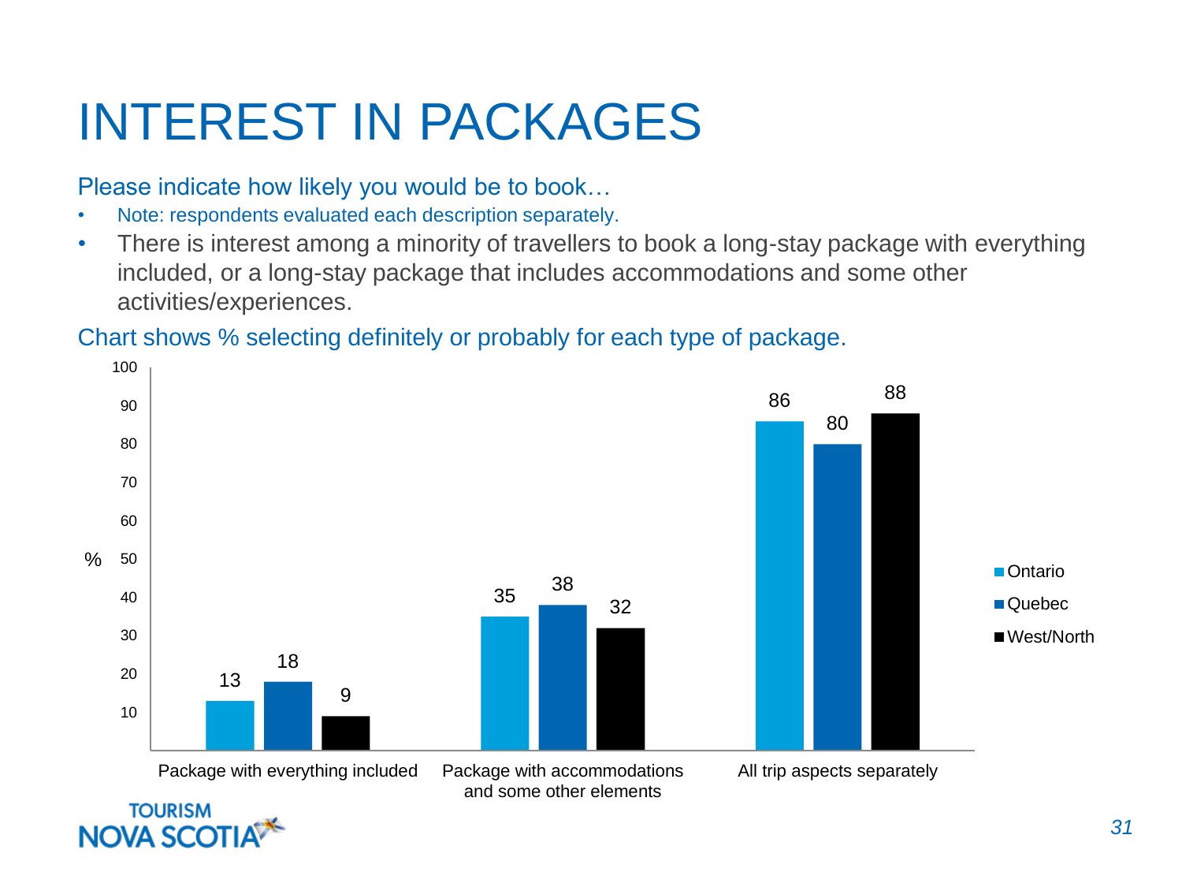# INTEREST IN PACKAGES

Please indicate how likely you would be to book…

- Note: respondents evaluated each description separately.
- There is interest among a minority of travellers to book a long-stay package with everything included, or a long-stay package that includes accommodations and some other activities/experiences.

Chart shows % selecting definitely or probably for each type of package.

| % | Ontario | Quebec | West/North |
|---|---|---|---|
| Package with everything included | 13 | 18 | 9 |
| Package with accommodations and some other elements | 35 | 38 | 32 |
| All trip aspects separately | 86 | 80 | 88 |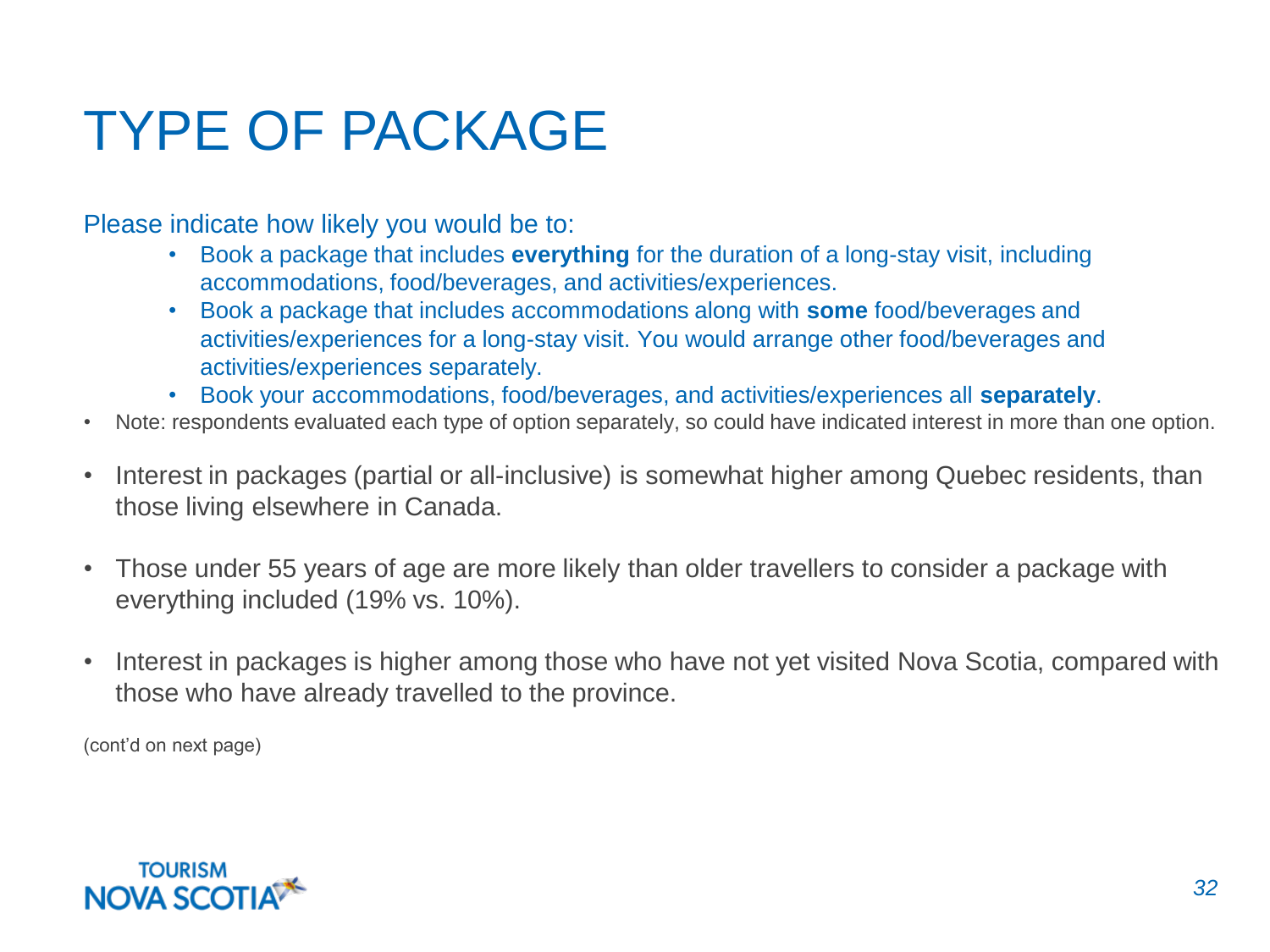# TYPE OF PACKAGE

Please indicate how likely you would be to:

- Book a package that includes **everything** for the duration of a long-stay visit, including accommodations, food/beverages, and activities/experiences.
- Book a package that includes accommodations along with **some** food/beverages and activities/experiences for a long-stay visit. You would arrange other food/beverages and activities/experiences separately.
- Book your accommodations, food/beverages, and activities/experiences all **separately**.

- Note: respondents evaluated each type of option separately, so could have indicated interest in more than one option.

- Interest in packages (partial or all-inclusive) is somewhat higher among Quebec residents, than those living elsewhere in Canada.
- Those under 55 years of age are more likely than older travellers to consider a package with everything included (19% vs. 10%).
- Interest in packages is higher among those who have not yet visited Nova Scotia, compared with those who have already travelled to the province.

(cont'd on next page)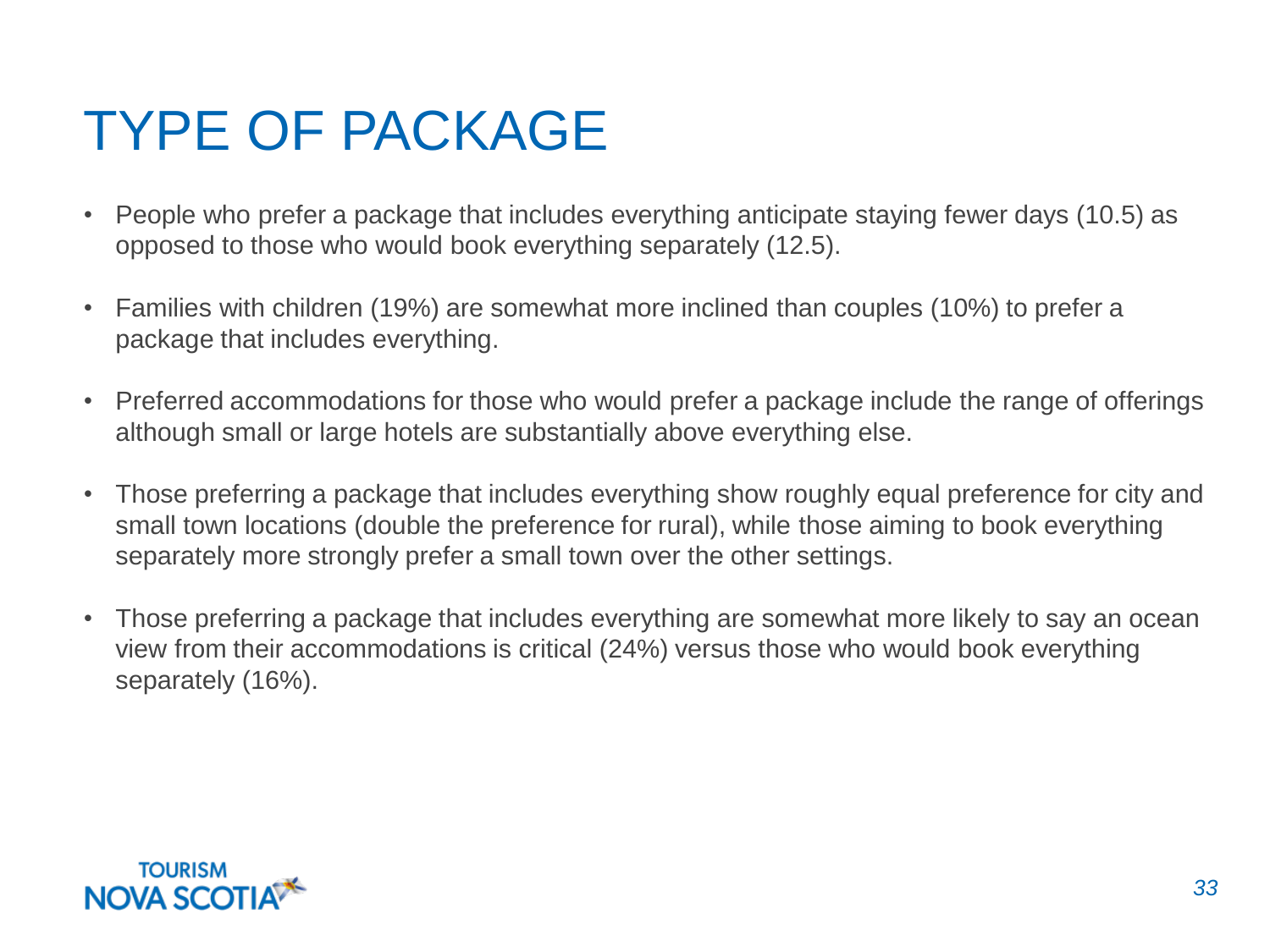# TYPE OF PACKAGE

- People who prefer a package that includes everything anticipate staying fewer days (10.5) as opposed to those who would book everything separately (12.5).
- Families with children (19%) are somewhat more inclined than couples (10%) to prefer a package that includes everything.
- Preferred accommodations for those who would prefer a package include the range of offerings although small or large hotels are substantially above everything else.
- Those preferring a package that includes everything show roughly equal preference for city and small town locations (double the preference for rural), while those aiming to book everything separately more strongly prefer a small town over the other settings.
- Those preferring a package that includes everything are somewhat more likely to say an ocean view from their accommodations is critical (24%) versus those who would book everything separately (16%).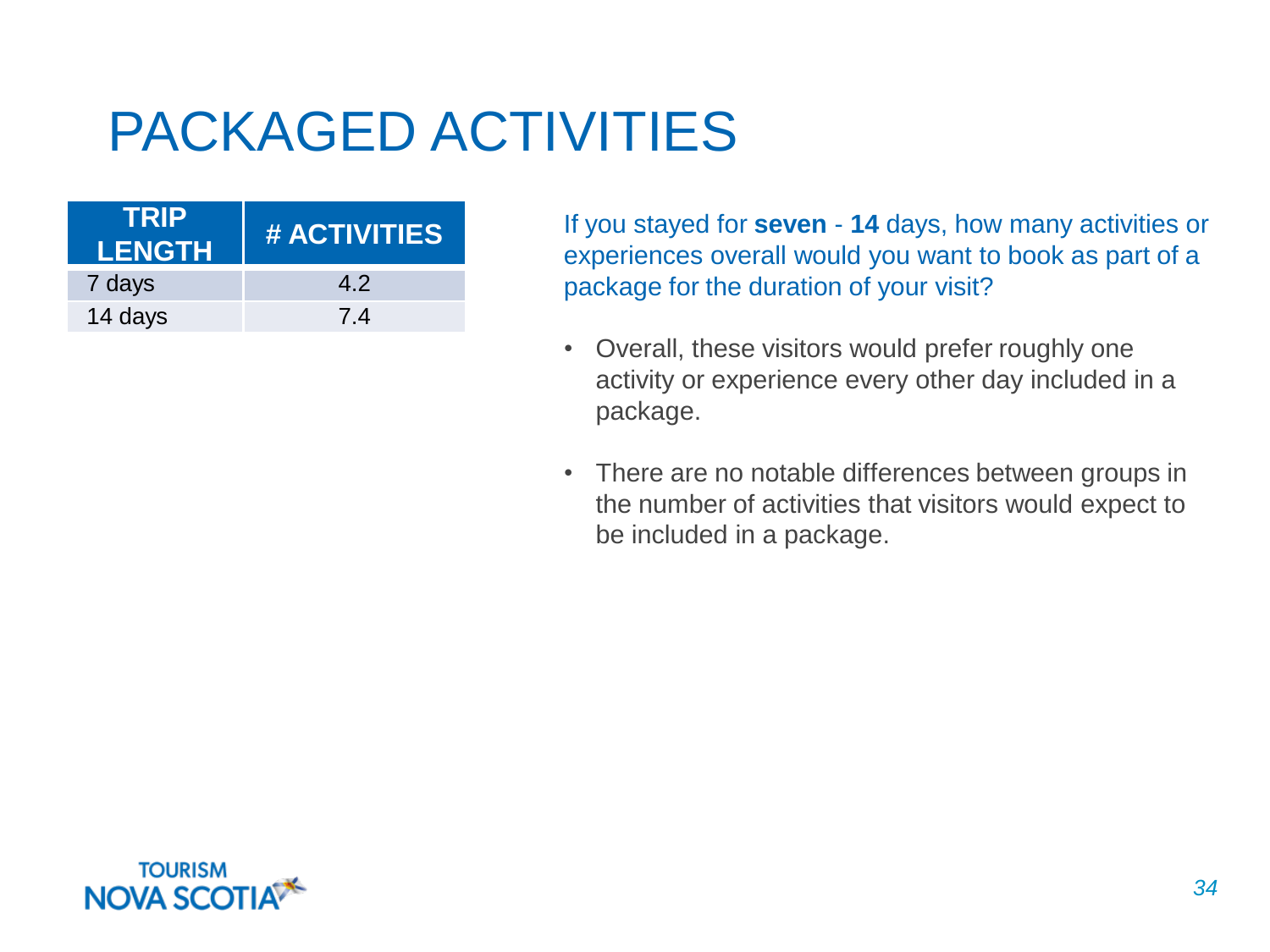# PACKAGED ACTIVITIES

| TRIP LENGTH | # ACTIVITIES |
|---|---|
| 7 days | 4.2 |
| 14 days | 7.4 |

If you stayed for **seven** - **14** days, how many activities or experiences overall would you want to book as part of a package for the duration of your visit?

- Overall, these visitors would prefer roughly one activity or experience every other day included in a package.
- There are no notable differences between groups in the number of activities that visitors would expect to be included in a package.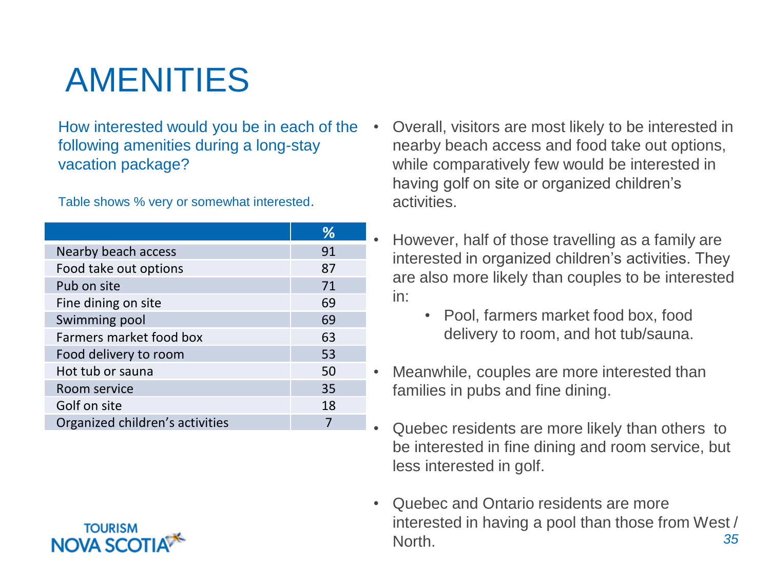# AMENITIES

How interested would you be in each of the following amenities during a long-stay vacation package?

Table shows % very or somewhat interested.

| | % |
|---|---|
| Nearby beach access | 91 |
| Food take out options | 87 |
| Pub on site | 71 |
| Fine dining on site | 69 |
| Swimming pool | 69 |
| Farmers market food box | 63 |
| Food delivery to room | 53 |
| Hot tub or sauna | 50 |
| Room service | 35 |
| Golf on site | 18 |
| Organized children's activities | 7 |

- Overall, visitors are most likely to be interested in nearby beach access and food take out options, while comparatively few would be interested in having golf on site or organized children's activities.
- However, half of those travelling as a family are interested in organized children's activities. They are also more likely than couples to be interested in:
  - Pool, farmers market food box, food delivery to room, and hot tub/sauna.
- Meanwhile, couples are more interested than families in pubs and fine dining.
- Quebec residents are more likely than others to be interested in fine dining and room service, but less interested in golf.
- Quebec and Ontario residents are more interested in having a pool than those from West / North.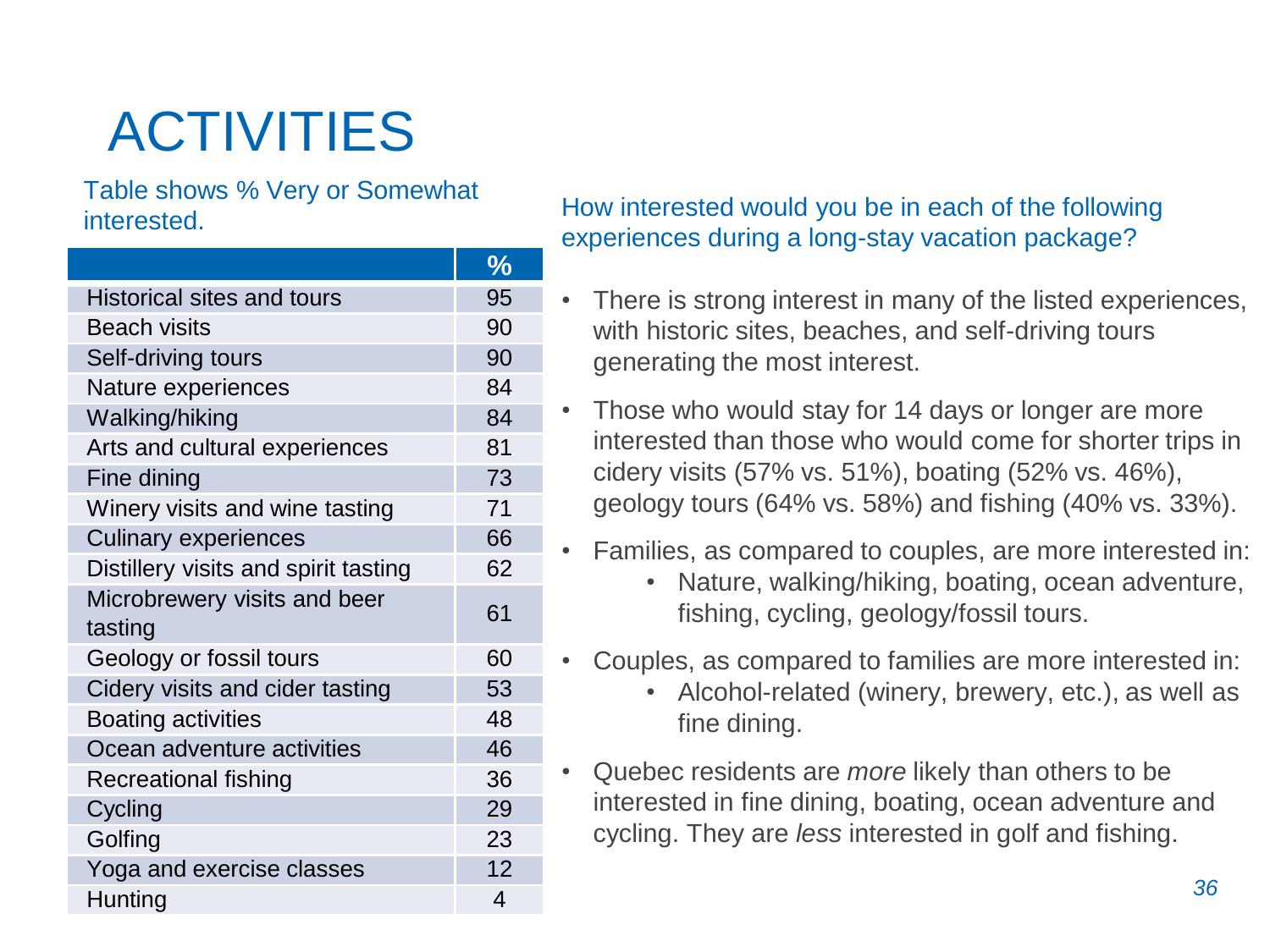# ACTIVITIES

Table shows % Very or Somewhat interested.

| | % |
|---|---|
| Historical sites and tours | 95 |
| Beach visits | 90 |
| Self-driving tours | 90 |
| Nature experiences | 84 |
| Walking/hiking | 84 |
| Arts and cultural experiences | 81 |
| Fine dining | 73 |
| Winery visits and wine tasting | 71 |
| Culinary experiences | 66 |
| Distillery visits and spirit tasting | 62 |
| Microbrewery visits and beer tasting | 61 |
| Geology or fossil tours | 60 |
| Cidery visits and cider tasting | 53 |
| Boating activities | 48 |
| Ocean adventure activities | 46 |
| Recreational fishing | 36 |
| Cycling | 29 |
| Golfing | 23 |
| Yoga and exercise classes | 12 |
| Hunting | 4 |

How interested would you be in each of the following experiences during a long-stay vacation package?

- There is strong interest in many of the listed experiences, with historic sites, beaches, and self-driving tours generating the most interest.
- Those who would stay for 14 days or longer are more interested than those who would come for shorter trips in cidery visits (57% vs. 51%), boating (52% vs. 46%), geology tours (64% vs. 58%) and fishing (40% vs. 33%).
- Families, as compared to couples, are more interested in:
  - Nature, walking/hiking, boating, ocean adventure, fishing, cycling, geology/fossil tours.
- Couples, as compared to families are more interested in:
  - Alcohol-related (winery, brewery, etc.), as well as fine dining.
- Quebec residents are *more* likely than others to be interested in fine dining, boating, ocean adventure and cycling. They are *less* interested in golf and fishing.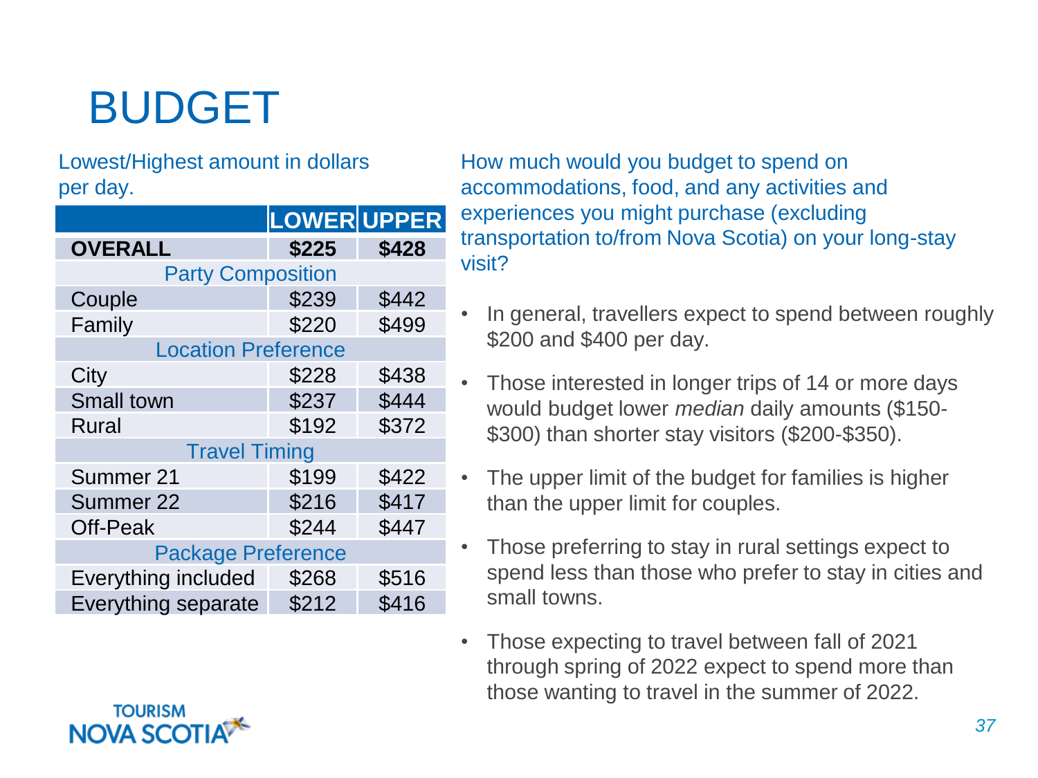# BUDGET

Lowest/Highest amount in dollars per day.

| | LOWER | UPPER |
|---|---|---|
| **OVERALL** | **$225** | **$428** |
| Party Composition | | |
| Couple | $239 | $442 |
| Family | $220 | $499 |
| Location Preference | | |
| City | $228 | $438 |
| Small town | $237 | $444 |
| Rural | $192 | $372 |
| Travel Timing | | |
| Summer 21 | $199 | $422 |
| Summer 22 | $216 | $417 |
| Off-Peak | $244 | $447 |
| Package Preference | | |
| Everything included | $268 | $516 |
| Everything separate | $212 | $416 |

How much would you budget to spend on accommodations, food, and any activities and experiences you might purchase (excluding transportation to/from Nova Scotia) on your long-stay visit?

- In general, travellers expect to spend between roughly $200 and $400 per day.
- Those interested in longer trips of 14 or more days would budget lower *median* daily amounts ($150-$300) than shorter stay visitors ($200-$350).
- The upper limit of the budget for families is higher than the upper limit for couples.
- Those preferring to stay in rural settings expect to spend less than those who prefer to stay in cities and small towns.
- Those expecting to travel between fall of 2021 through spring of 2022 expect to spend more than those wanting to travel in the summer of 2022.

TOURISM NOVA SCOTIA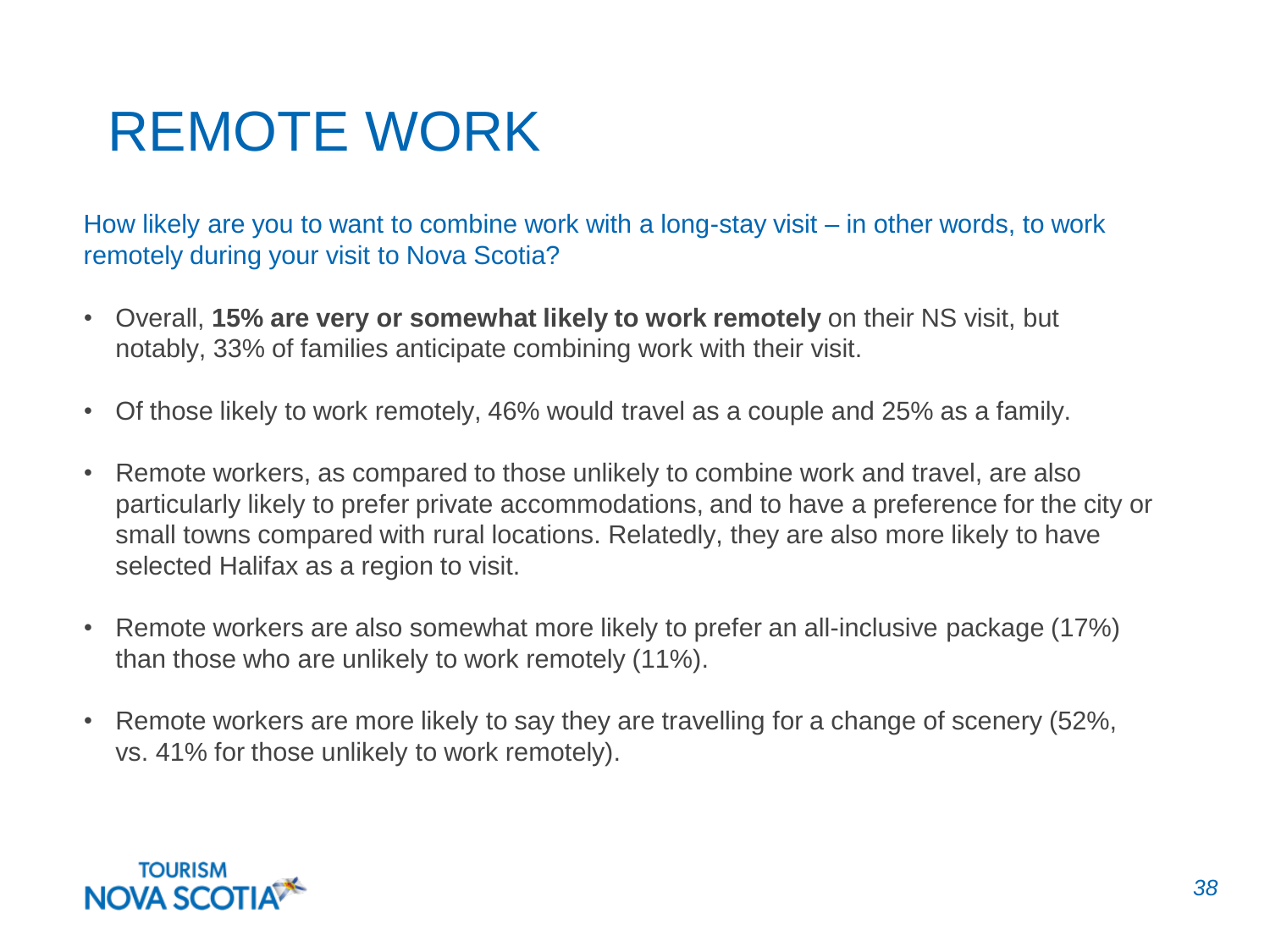# REMOTE WORK

How likely are you to want to combine work with a long-stay visit – in other words, to work remotely during your visit to Nova Scotia?

- Overall, **15% are very or somewhat likely to work remotely** on their NS visit, but notably, 33% of families anticipate combining work with their visit.
- Of those likely to work remotely, 46% would travel as a couple and 25% as a family.
- Remote workers, as compared to those unlikely to combine work and travel, are also particularly likely to prefer private accommodations, and to have a preference for the city or small towns compared with rural locations. Relatedly, they are also more likely to have selected Halifax as a region to visit.
- Remote workers are also somewhat more likely to prefer an all-inclusive package (17%) than those who are unlikely to work remotely (11%).
- Remote workers are more likely to say they are travelling for a change of scenery (52%, vs. 41% for those unlikely to work remotely).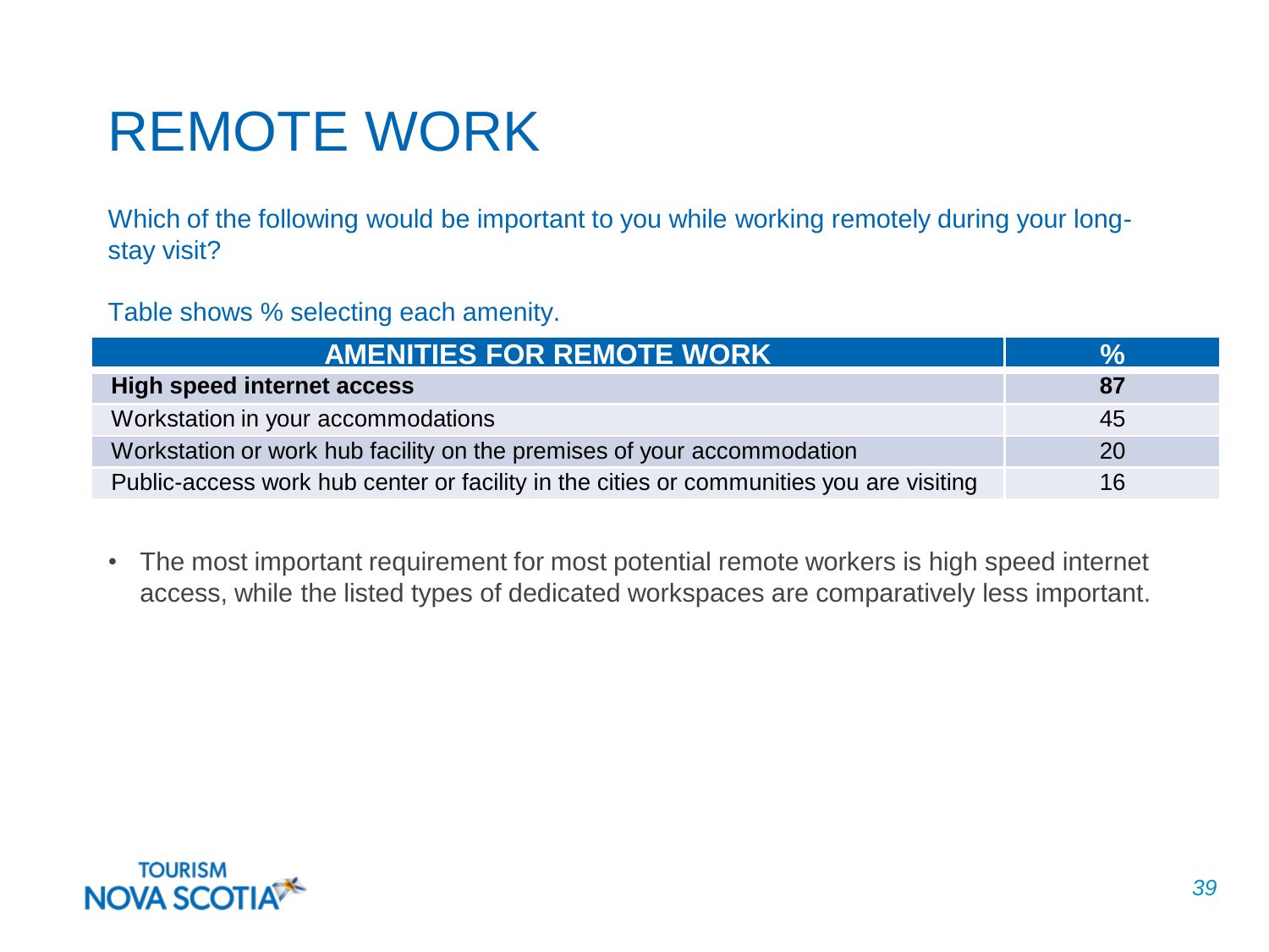# REMOTE WORK

Which of the following would be important to you while working remotely during your long-stay visit?

Table shows % selecting each amenity.

| AMENITIES FOR REMOTE WORK | % |
|---|---|
| **High speed internet access** | **87** |
| Workstation in your accommodations | 45 |
| Workstation or work hub facility on the premises of your accommodation | 20 |
| Public-access work hub center or facility in the cities or communities you are visiting | 16 |

- The most important requirement for most potential remote workers is high speed internet access, while the listed types of dedicated workspaces are comparatively less important.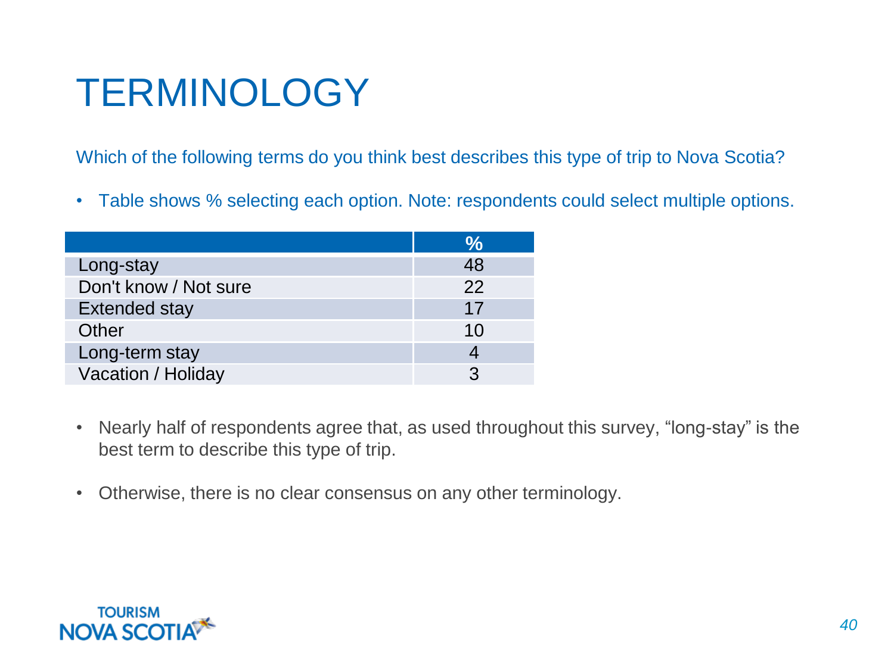# TERMINOLOGY

Which of the following terms do you think best describes this type of trip to Nova Scotia?

- Table shows % selecting each option. Note: respondents could select multiple options.

| | % |
|---|---|
| Long-stay | 48 |
| Don't know / Not sure | 22 |
| Extended stay | 17 |
| Other | 10 |
| Long-term stay | 4 |
| Vacation / Holiday | 3 |

- Nearly half of respondents agree that, as used throughout this survey, "long-stay" is the best term to describe this type of trip.

- Otherwise, there is no clear consensus on any other terminology.

TOURISM NOVA SCOTIA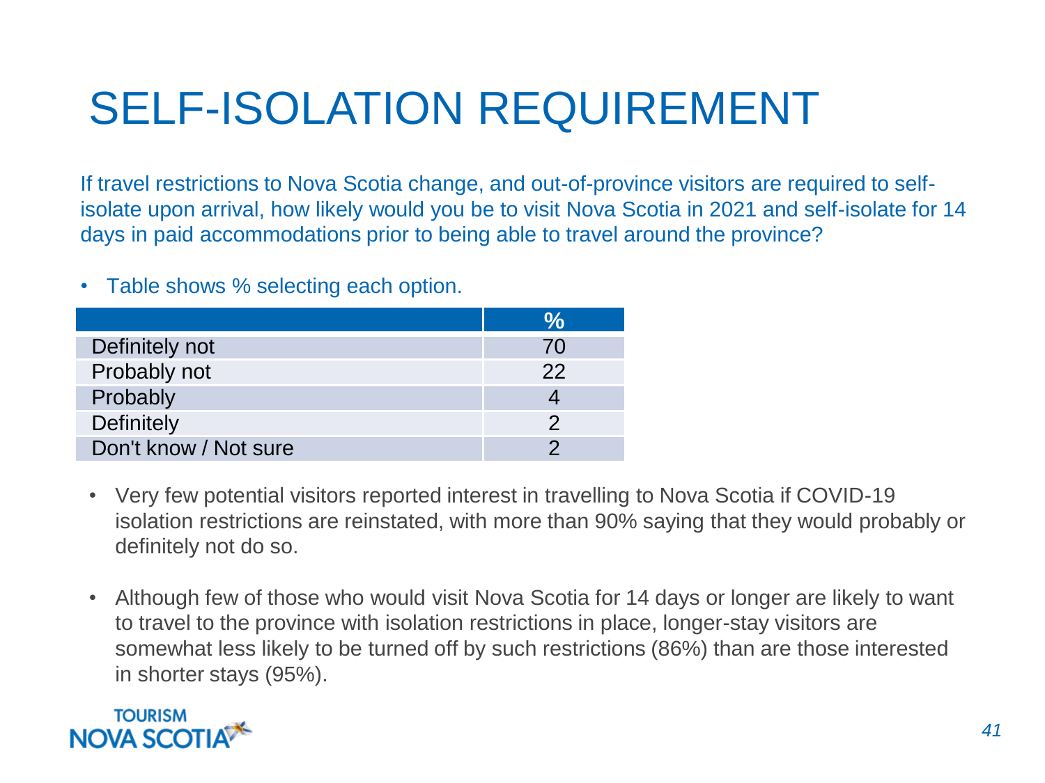# SELF-ISOLATION REQUIREMENT

If travel restrictions to Nova Scotia change, and out-of-province visitors are required to self-isolate upon arrival, how likely would you be to visit Nova Scotia in 2021 and self-isolate for 14 days in paid accommodations prior to being able to travel around the province?

- Table shows % selecting each option.

| | % |
|---|---|
| Definitely not | 70 |
| Probably not | 22 |
| Probably | 4 |
| Definitely | 2 |
| Don't know / Not sure | 2 |

- Very few potential visitors reported interest in travelling to Nova Scotia if COVID-19 isolation restrictions are reinstated, with more than 90% saying that they would probably or definitely not do so.
- Although few of those who would visit Nova Scotia for 14 days or longer are likely to want to travel to the province with isolation restrictions in place, longer-stay visitors are somewhat less likely to be turned off by such restrictions (86%) than are those interested in shorter stays (95%).

TOURISM NOVA SCOTIA